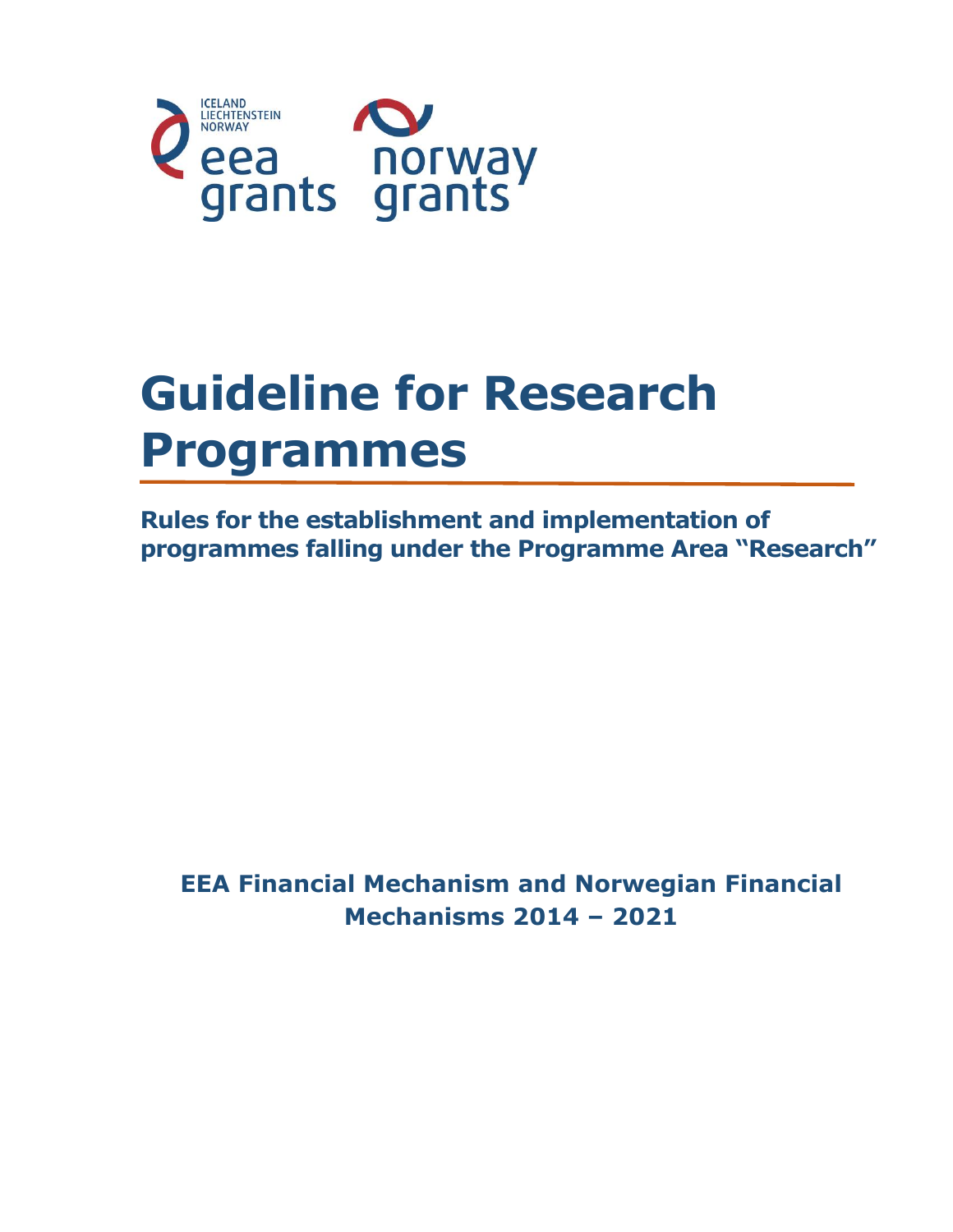ICELAND LIECHTENSTEIN NORWAY

eea grants

norway grants

# Guideline for Research Programmes

**Rules for the establishment and implementation of programmes falling under the Programme Area "Research"**

**EEA Financial Mechanism and Norwegian Financial Mechanisms 2014 – 2021**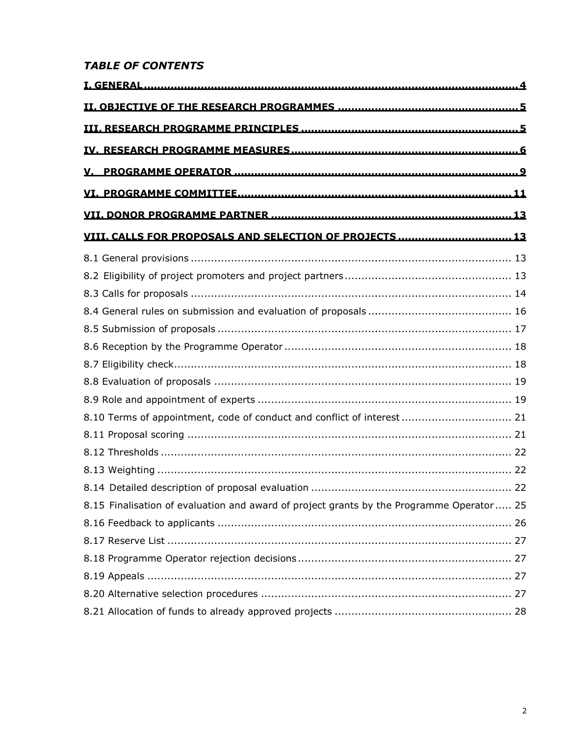*TABLE OF CONTENTS*

**I. GENERAL ..... 4**

**II. OBJECTIVE OF THE RESEARCH PROGRAMMES ..... 5**

**III. RESEARCH PROGRAMME PRINCIPLES ..... 5**

**IV. RESEARCH PROGRAMME MEASURES ..... 6**

**V. PROGRAMME OPERATOR ..... 9**

**VI. PROGRAMME COMMITTEE ..... 11**

**VII. DONOR PROGRAMME PARTNER ..... 13**

**VIII. CALLS FOR PROPOSALS AND SELECTION OF PROJECTS ..... 13**

8.1 General provisions ..... 13
8.2 Eligibility of project promoters and project partners ..... 13
8.3 Calls for proposals ..... 14
8.4 General rules on submission and evaluation of proposals ..... 16
8.5 Submission of proposals ..... 17
8.6 Reception by the Programme Operator ..... 18
8.7 Eligibility check ..... 18
8.8 Evaluation of proposals ..... 19
8.9 Role and appointment of experts ..... 19
8.10 Terms of appointment, code of conduct and conflict of interest ..... 21
8.11 Proposal scoring ..... 21
8.12 Thresholds ..... 22
8.13 Weighting ..... 22
8.14 Detailed description of proposal evaluation ..... 22
8.15 Finalisation of evaluation and award of project grants by the Programme Operator ..... 25
8.16 Feedback to applicants ..... 26
8.17 Reserve List ..... 27
8.18 Programme Operator rejection decisions ..... 27
8.19 Appeals ..... 27
8.20 Alternative selection procedures ..... 27
8.21 Allocation of funds to already approved projects ..... 28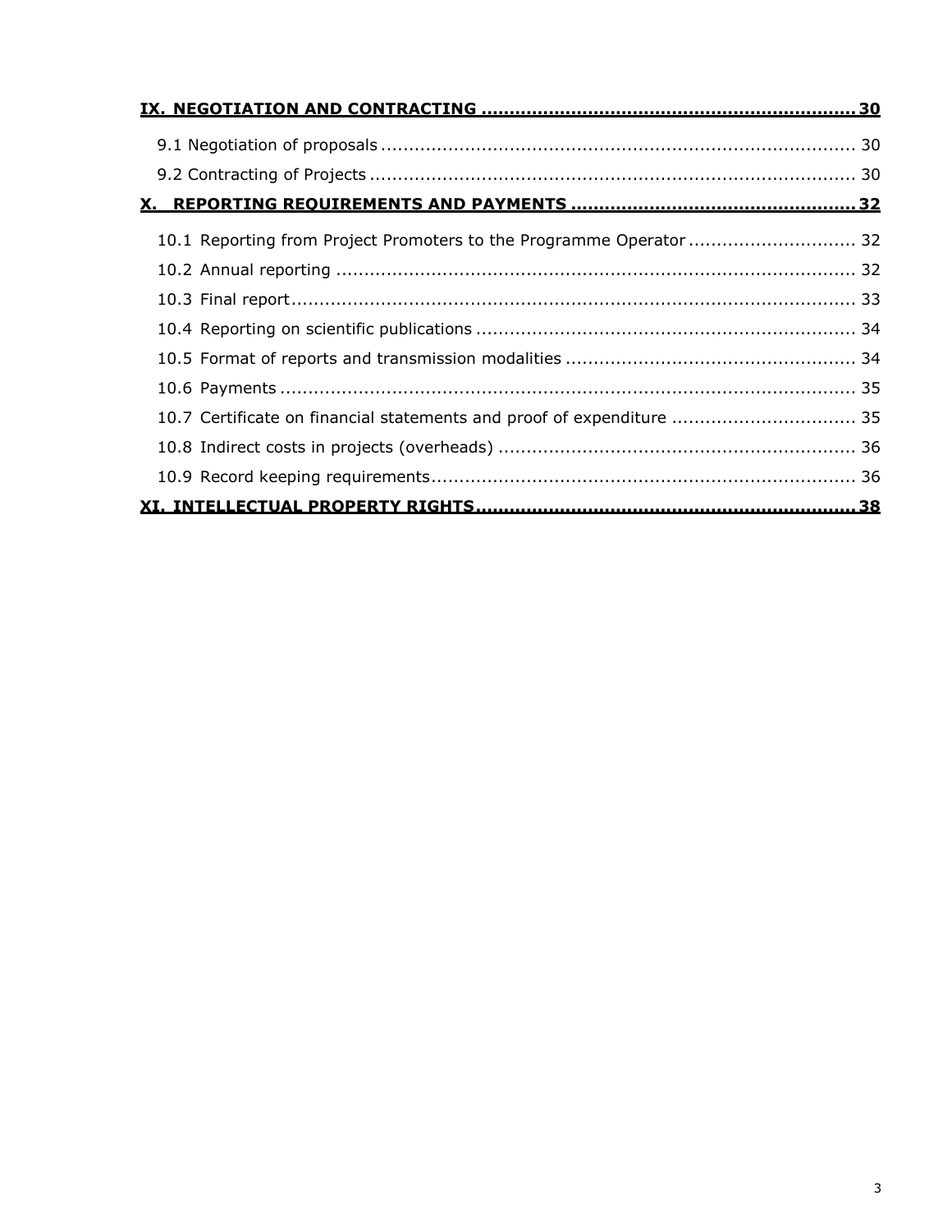**IX. NEGOTIATION AND CONTRACTING ........................................................................ 30**

9.1 Negotiation of proposals ........................................................................................ 30

9.2 Contracting of Projects ........................................................................................... 30

**X. REPORTING REQUIREMENTS AND PAYMENTS .................................................. 32**

10.1 Reporting from Project Promoters to the Programme Operator ............................. 32

10.2 Annual reporting ................................................................................................. 32

10.3 Final report......................................................................................................... 33

10.4 Reporting on scientific publications ....................................................................... 34

10.5 Format of reports and transmission modalities ....................................................... 34

10.6 Payments ........................................................................................................... 35

10.7 Certificate on financial statements and proof of expenditure ................................. 35

10.8 Indirect costs in projects (overheads) ................................................................... 36

10.9 Record keeping requirements............................................................................... 36

**XI. INTELLECTUAL PROPERTY RIGHTS..................................................................... 38**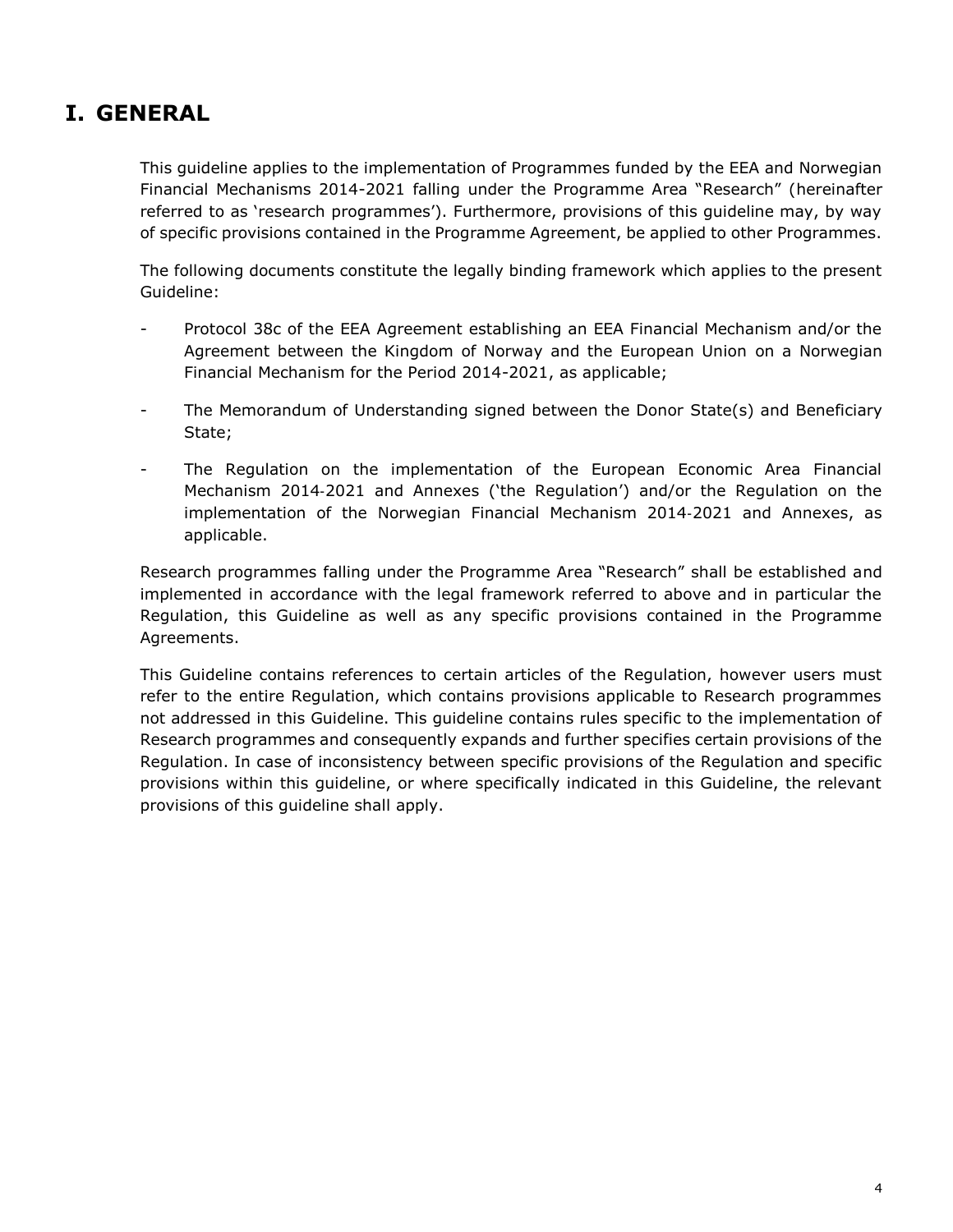# I. GENERAL

This guideline applies to the implementation of Programmes funded by the EEA and Norwegian Financial Mechanisms 2014-2021 falling under the Programme Area "Research" (hereinafter referred to as 'research programmes'). Furthermore, provisions of this guideline may, by way of specific provisions contained in the Programme Agreement, be applied to other Programmes.

The following documents constitute the legally binding framework which applies to the present Guideline:

- Protocol 38c of the EEA Agreement establishing an EEA Financial Mechanism and/or the Agreement between the Kingdom of Norway and the European Union on a Norwegian Financial Mechanism for the Period 2014-2021, as applicable;
- The Memorandum of Understanding signed between the Donor State(s) and Beneficiary State;
- The Regulation on the implementation of the European Economic Area Financial Mechanism 2014-2021 and Annexes ('the Regulation') and/or the Regulation on the implementation of the Norwegian Financial Mechanism 2014-2021 and Annexes, as applicable.

Research programmes falling under the Programme Area "Research" shall be established and implemented in accordance with the legal framework referred to above and in particular the Regulation, this Guideline as well as any specific provisions contained in the Programme Agreements.

This Guideline contains references to certain articles of the Regulation, however users must refer to the entire Regulation, which contains provisions applicable to Research programmes not addressed in this Guideline. This guideline contains rules specific to the implementation of Research programmes and consequently expands and further specifies certain provisions of the Regulation. In case of inconsistency between specific provisions of the Regulation and specific provisions within this guideline, or where specifically indicated in this Guideline, the relevant provisions of this guideline shall apply.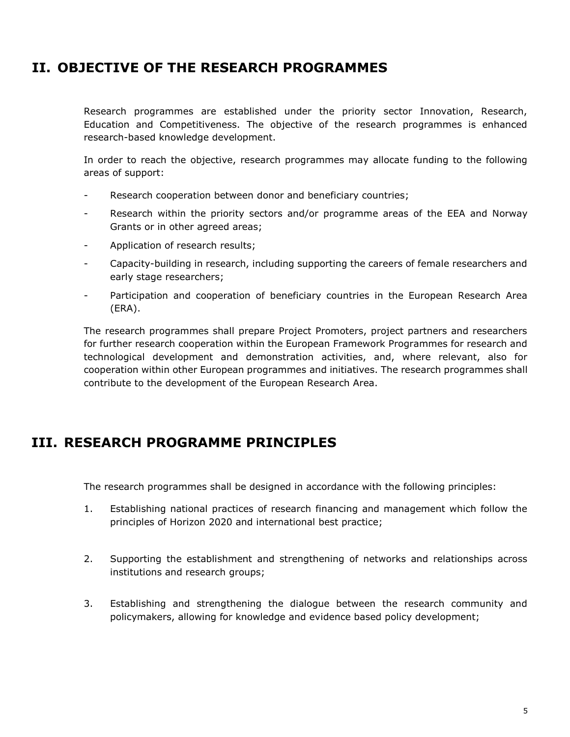# II. OBJECTIVE OF THE RESEARCH PROGRAMMES

Research programmes are established under the priority sector Innovation, Research, Education and Competitiveness. The objective of the research programmes is enhanced research-based knowledge development.

In order to reach the objective, research programmes may allocate funding to the following areas of support:

- Research cooperation between donor and beneficiary countries;
- Research within the priority sectors and/or programme areas of the EEA and Norway Grants or in other agreed areas;
- Application of research results;
- Capacity-building in research, including supporting the careers of female researchers and early stage researchers;
- Participation and cooperation of beneficiary countries in the European Research Area (ERA).

The research programmes shall prepare Project Promoters, project partners and researchers for further research cooperation within the European Framework Programmes for research and technological development and demonstration activities, and, where relevant, also for cooperation within other European programmes and initiatives. The research programmes shall contribute to the development of the European Research Area.

# III. RESEARCH PROGRAMME PRINCIPLES

The research programmes shall be designed in accordance with the following principles:

1. Establishing national practices of research financing and management which follow the principles of Horizon 2020 and international best practice;

2. Supporting the establishment and strengthening of networks and relationships across institutions and research groups;

3. Establishing and strengthening the dialogue between the research community and policymakers, allowing for knowledge and evidence based policy development;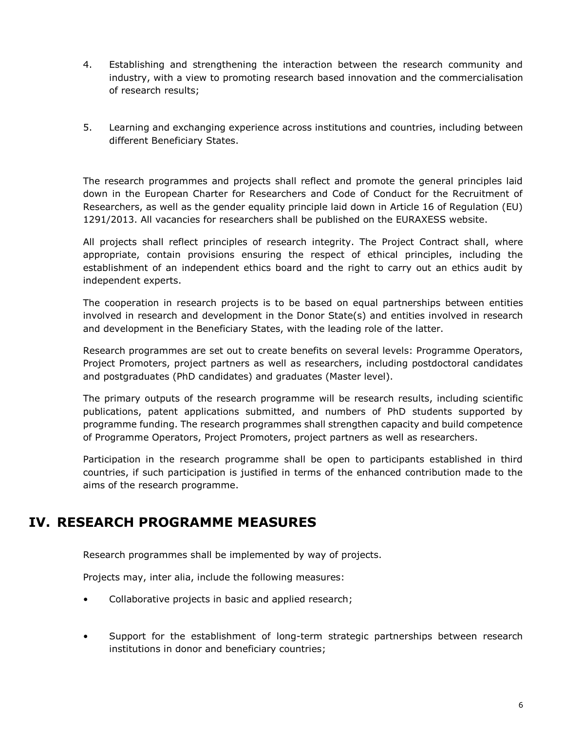4. Establishing and strengthening the interaction between the research community and industry, with a view to promoting research based innovation and the commercialisation of research results;

5. Learning and exchanging experience across institutions and countries, including between different Beneficiary States.

The research programmes and projects shall reflect and promote the general principles laid down in the European Charter for Researchers and Code of Conduct for the Recruitment of Researchers, as well as the gender equality principle laid down in Article 16 of Regulation (EU) 1291/2013. All vacancies for researchers shall be published on the EURAXESS website.

All projects shall reflect principles of research integrity. The Project Contract shall, where appropriate, contain provisions ensuring the respect of ethical principles, including the establishment of an independent ethics board and the right to carry out an ethics audit by independent experts.

The cooperation in research projects is to be based on equal partnerships between entities involved in research and development in the Donor State(s) and entities involved in research and development in the Beneficiary States, with the leading role of the latter.

Research programmes are set out to create benefits on several levels: Programme Operators, Project Promoters, project partners as well as researchers, including postdoctoral candidates and postgraduates (PhD candidates) and graduates (Master level).

The primary outputs of the research programme will be research results, including scientific publications, patent applications submitted, and numbers of PhD students supported by programme funding. The research programmes shall strengthen capacity and build competence of Programme Operators, Project Promoters, project partners as well as researchers.

Participation in the research programme shall be open to participants established in third countries, if such participation is justified in terms of the enhanced contribution made to the aims of the research programme.

# IV. RESEARCH PROGRAMME MEASURES

Research programmes shall be implemented by way of projects.

Projects may, inter alia, include the following measures:

- Collaborative projects in basic and applied research;

- Support for the establishment of long-term strategic partnerships between research institutions in donor and beneficiary countries;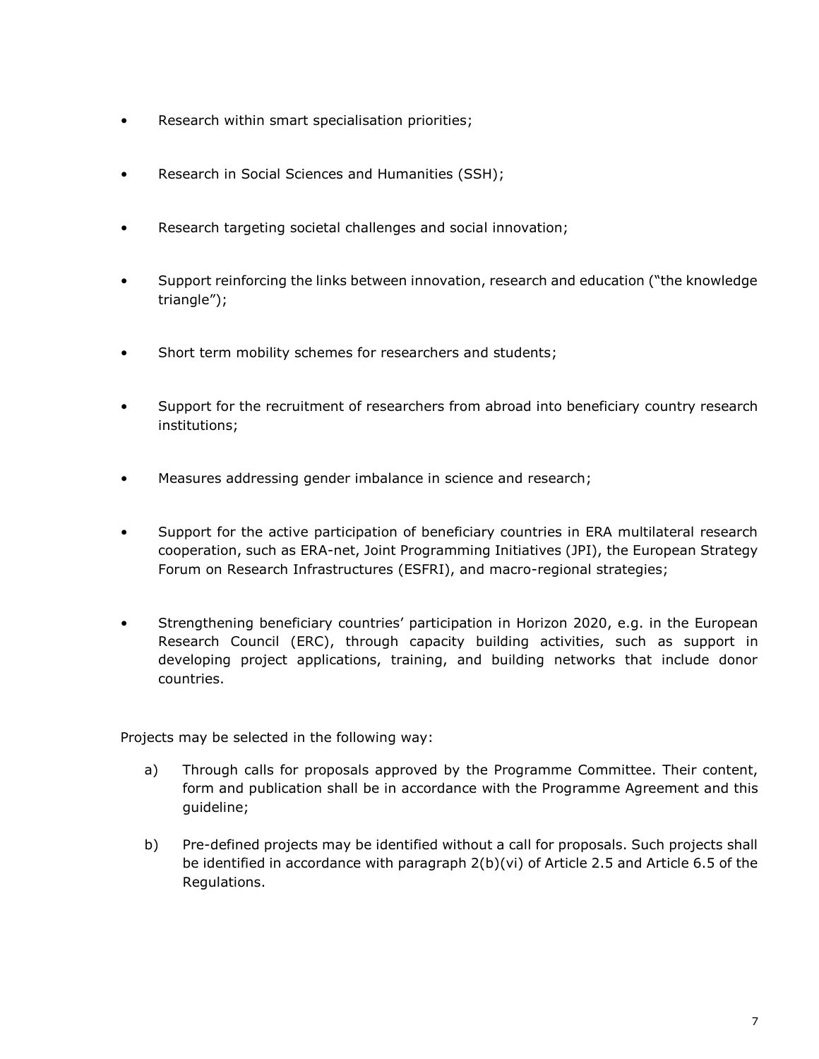- Research within smart specialisation priorities;
- Research in Social Sciences and Humanities (SSH);
- Research targeting societal challenges and social innovation;
- Support reinforcing the links between innovation, research and education ("the knowledge triangle");
- Short term mobility schemes for researchers and students;
- Support for the recruitment of researchers from abroad into beneficiary country research institutions;
- Measures addressing gender imbalance in science and research;
- Support for the active participation of beneficiary countries in ERA multilateral research cooperation, such as ERA-net, Joint Programming Initiatives (JPI), the European Strategy Forum on Research Infrastructures (ESFRI), and macro-regional strategies;
- Strengthening beneficiary countries' participation in Horizon 2020, e.g. in the European Research Council (ERC), through capacity building activities, such as support in developing project applications, training, and building networks that include donor countries.

Projects may be selected in the following way:

a) Through calls for proposals approved by the Programme Committee. Their content, form and publication shall be in accordance with the Programme Agreement and this guideline;

b) Pre-defined projects may be identified without a call for proposals. Such projects shall be identified in accordance with paragraph 2(b)(vi) of Article 2.5 and Article 6.5 of the Regulations.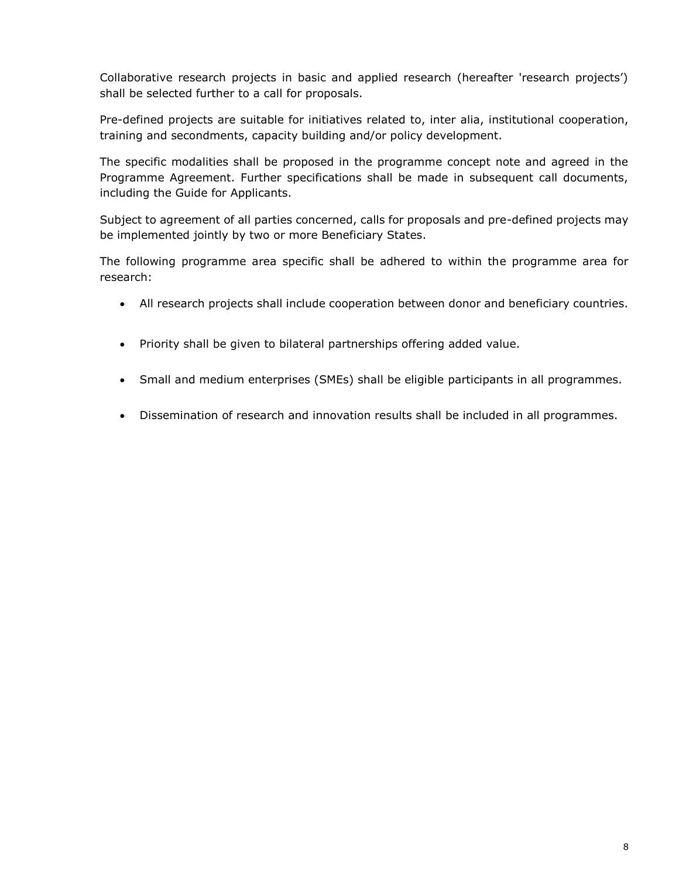Collaborative research projects in basic and applied research (hereafter 'research projects') shall be selected further to a call for proposals.

Pre-defined projects are suitable for initiatives related to, inter alia, institutional cooperation, training and secondments, capacity building and/or policy development.

The specific modalities shall be proposed in the programme concept note and agreed in the Programme Agreement. Further specifications shall be made in subsequent call documents, including the Guide for Applicants.

Subject to agreement of all parties concerned, calls for proposals and pre-defined projects may be implemented jointly by two or more Beneficiary States.

The following programme area specific shall be adhered to within the programme area for research:

- All research projects shall include cooperation between donor and beneficiary countries.
- Priority shall be given to bilateral partnerships offering added value.
- Small and medium enterprises (SMEs) shall be eligible participants in all programmes.
- Dissemination of research and innovation results shall be included in all programmes.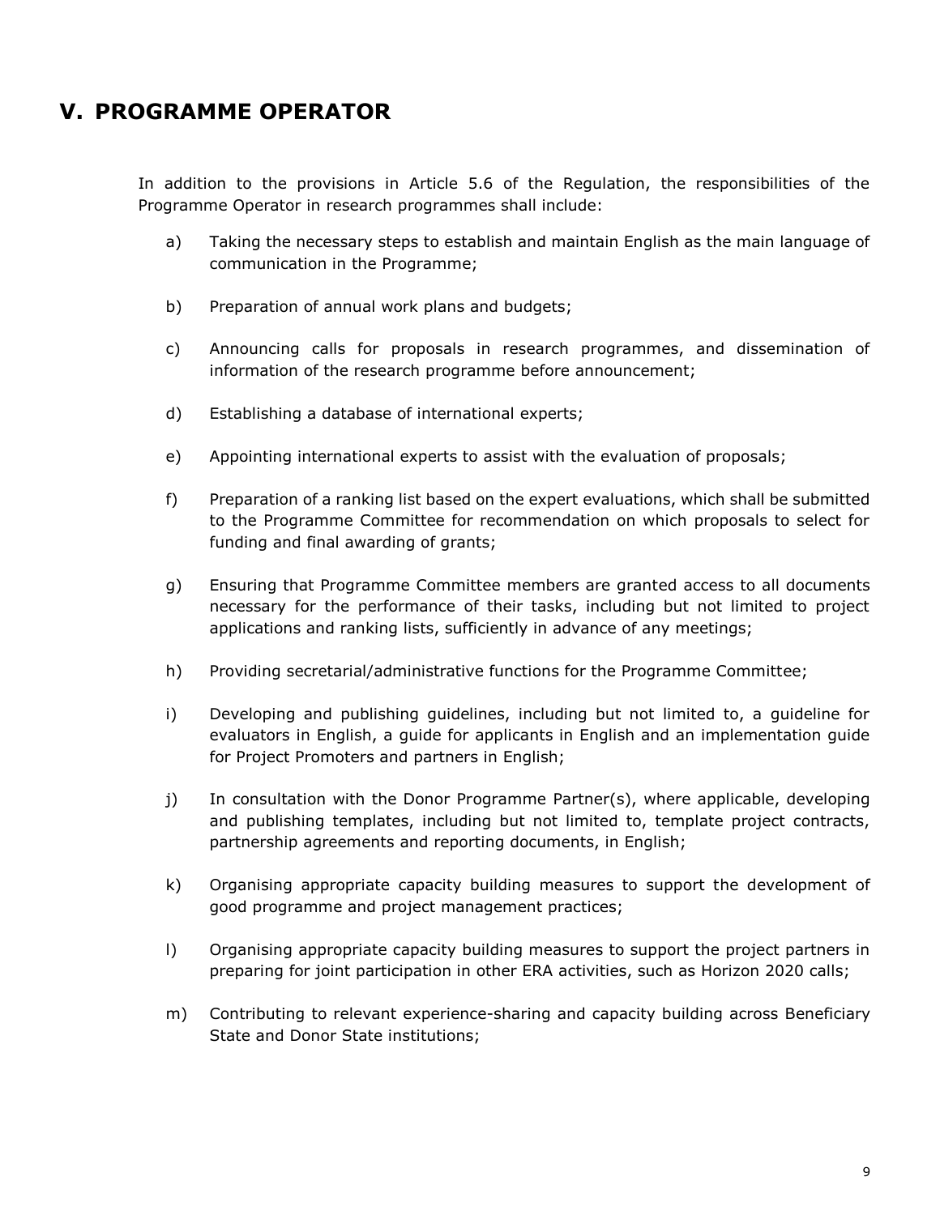## V. PROGRAMME OPERATOR

In addition to the provisions in Article 5.6 of the Regulation, the responsibilities of the Programme Operator in research programmes shall include:

a) Taking the necessary steps to establish and maintain English as the main language of communication in the Programme;

b) Preparation of annual work plans and budgets;

c) Announcing calls for proposals in research programmes, and dissemination of information of the research programme before announcement;

d) Establishing a database of international experts;

e) Appointing international experts to assist with the evaluation of proposals;

f) Preparation of a ranking list based on the expert evaluations, which shall be submitted to the Programme Committee for recommendation on which proposals to select for funding and final awarding of grants;

g) Ensuring that Programme Committee members are granted access to all documents necessary for the performance of their tasks, including but not limited to project applications and ranking lists, sufficiently in advance of any meetings;

h) Providing secretarial/administrative functions for the Programme Committee;

i) Developing and publishing guidelines, including but not limited to, a guideline for evaluators in English, a guide for applicants in English and an implementation guide for Project Promoters and partners in English;

j) In consultation with the Donor Programme Partner(s), where applicable, developing and publishing templates, including but not limited to, template project contracts, partnership agreements and reporting documents, in English;

k) Organising appropriate capacity building measures to support the development of good programme and project management practices;

l) Organising appropriate capacity building measures to support the project partners in preparing for joint participation in other ERA activities, such as Horizon 2020 calls;

m) Contributing to relevant experience-sharing and capacity building across Beneficiary State and Donor State institutions;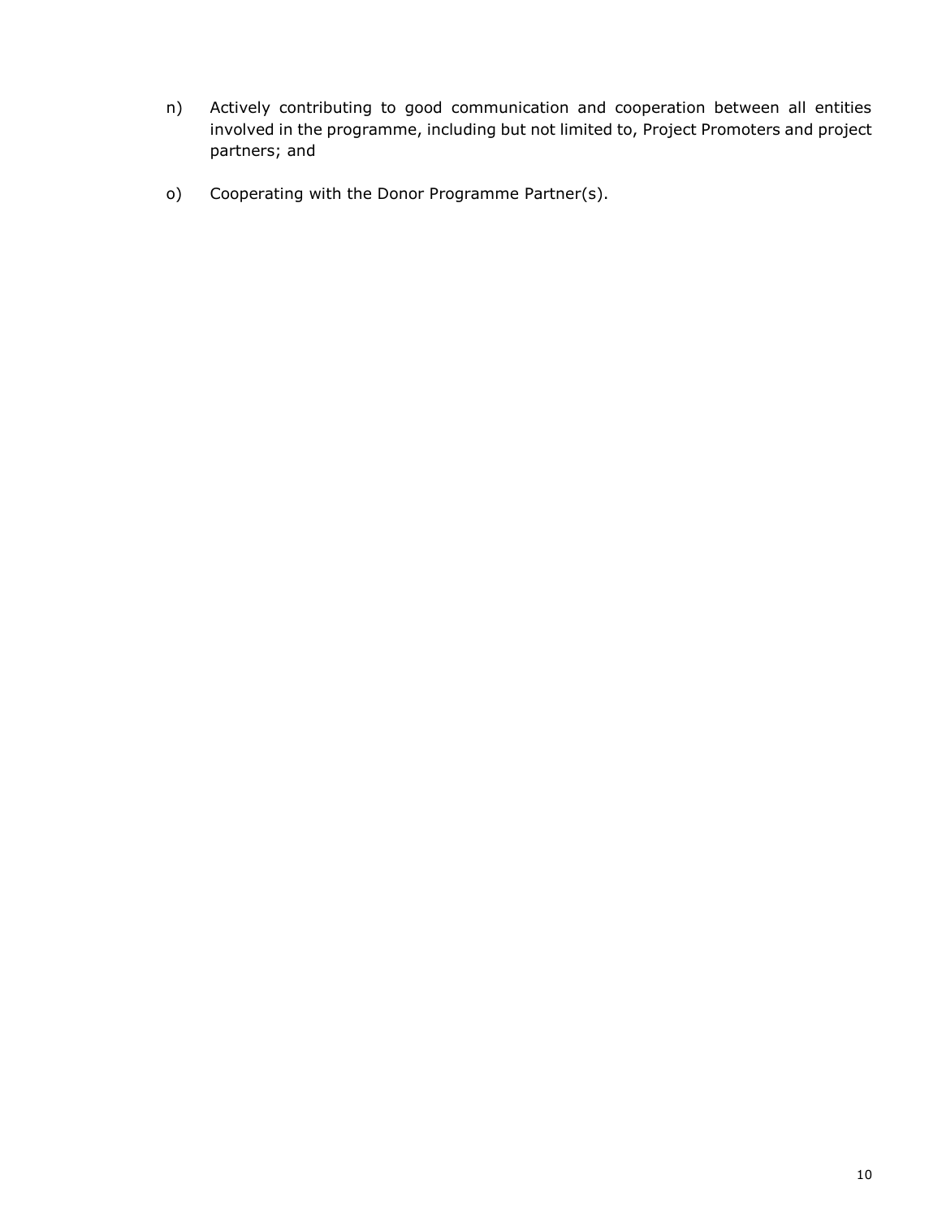n) Actively contributing to good communication and cooperation between all entities involved in the programme, including but not limited to, Project Promoters and project partners; and

o) Cooperating with the Donor Programme Partner(s).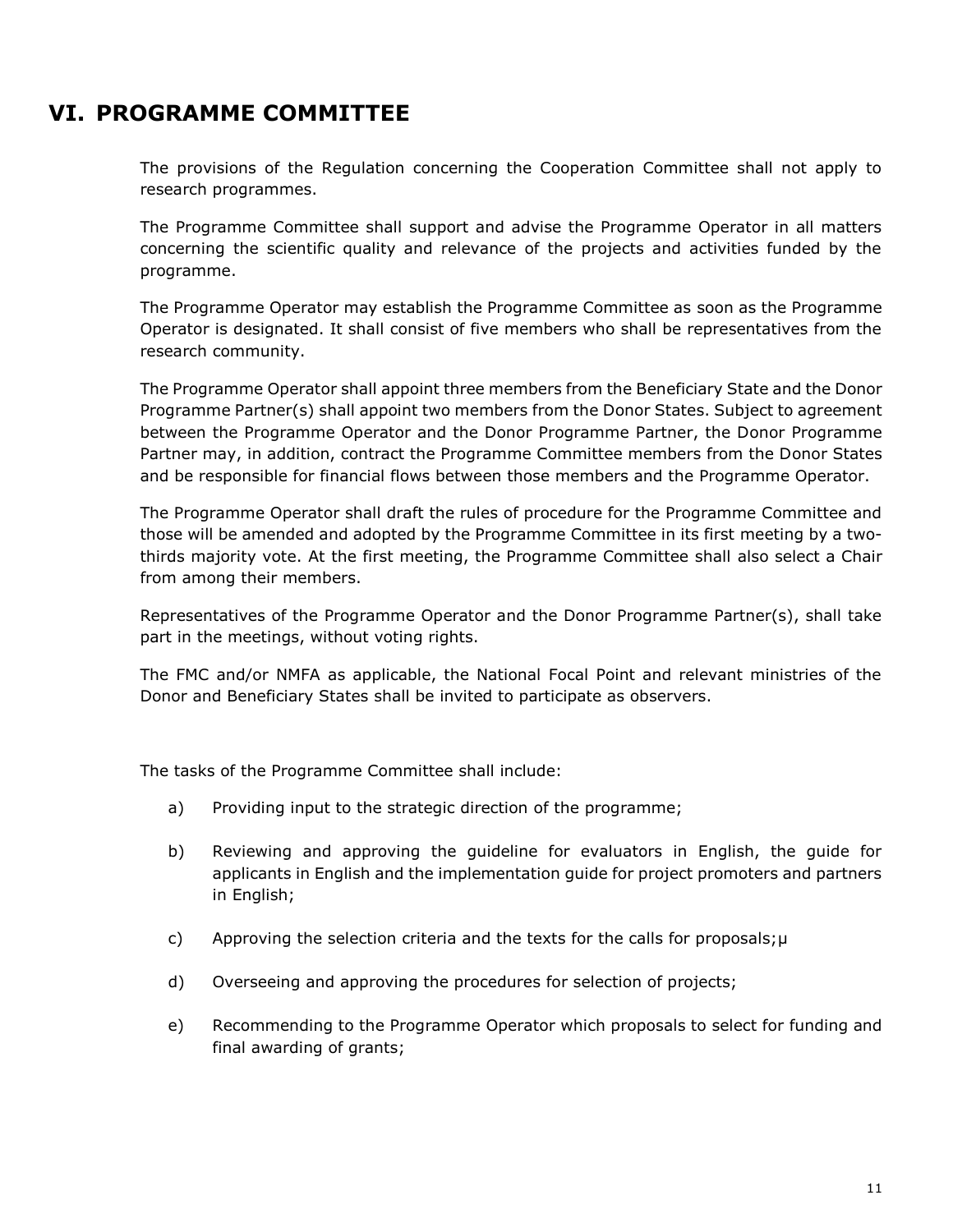# VI. PROGRAMME COMMITTEE

The provisions of the Regulation concerning the Cooperation Committee shall not apply to research programmes.

The Programme Committee shall support and advise the Programme Operator in all matters concerning the scientific quality and relevance of the projects and activities funded by the programme.

The Programme Operator may establish the Programme Committee as soon as the Programme Operator is designated. It shall consist of five members who shall be representatives from the research community.

The Programme Operator shall appoint three members from the Beneficiary State and the Donor Programme Partner(s) shall appoint two members from the Donor States. Subject to agreement between the Programme Operator and the Donor Programme Partner, the Donor Programme Partner may, in addition, contract the Programme Committee members from the Donor States and be responsible for financial flows between those members and the Programme Operator.

The Programme Operator shall draft the rules of procedure for the Programme Committee and those will be amended and adopted by the Programme Committee in its first meeting by a two-thirds majority vote. At the first meeting, the Programme Committee shall also select a Chair from among their members.

Representatives of the Programme Operator and the Donor Programme Partner(s), shall take part in the meetings, without voting rights.

The FMC and/or NMFA as applicable, the National Focal Point and relevant ministries of the Donor and Beneficiary States shall be invited to participate as observers.

The tasks of the Programme Committee shall include:

a) Providing input to the strategic direction of the programme;

b) Reviewing and approving the guideline for evaluators in English, the guide for applicants in English and the implementation guide for project promoters and partners in English;

c) Approving the selection criteria and the texts for the calls for proposals;µ

d) Overseeing and approving the procedures for selection of projects;

e) Recommending to the Programme Operator which proposals to select for funding and final awarding of grants;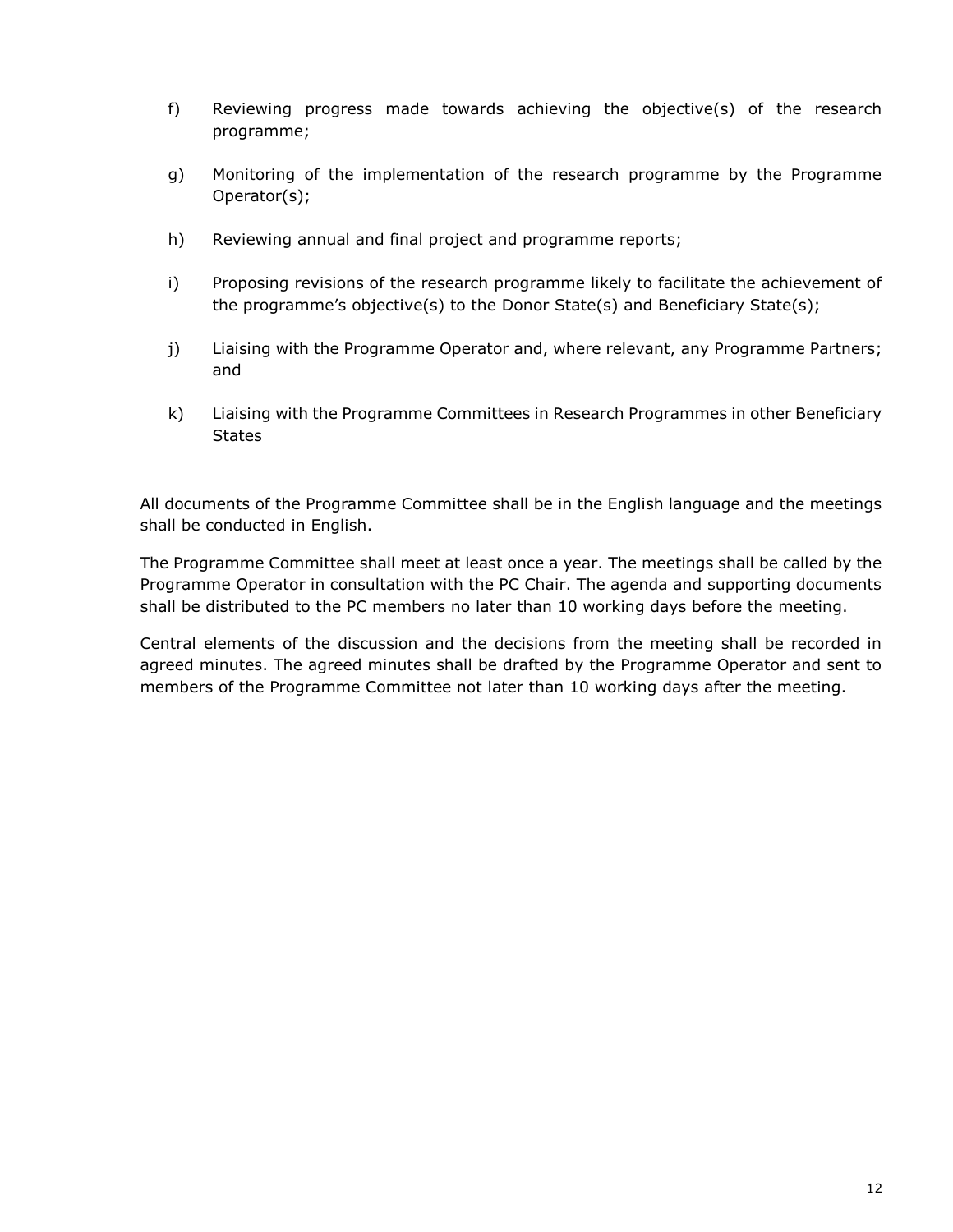f) Reviewing progress made towards achieving the objective(s) of the research programme;

g) Monitoring of the implementation of the research programme by the Programme Operator(s);

h) Reviewing annual and final project and programme reports;

i) Proposing revisions of the research programme likely to facilitate the achievement of the programme's objective(s) to the Donor State(s) and Beneficiary State(s);

j) Liaising with the Programme Operator and, where relevant, any Programme Partners; and

k) Liaising with the Programme Committees in Research Programmes in other Beneficiary States

All documents of the Programme Committee shall be in the English language and the meetings shall be conducted in English.

The Programme Committee shall meet at least once a year. The meetings shall be called by the Programme Operator in consultation with the PC Chair. The agenda and supporting documents shall be distributed to the PC members no later than 10 working days before the meeting.

Central elements of the discussion and the decisions from the meeting shall be recorded in agreed minutes. The agreed minutes shall be drafted by the Programme Operator and sent to members of the Programme Committee not later than 10 working days after the meeting.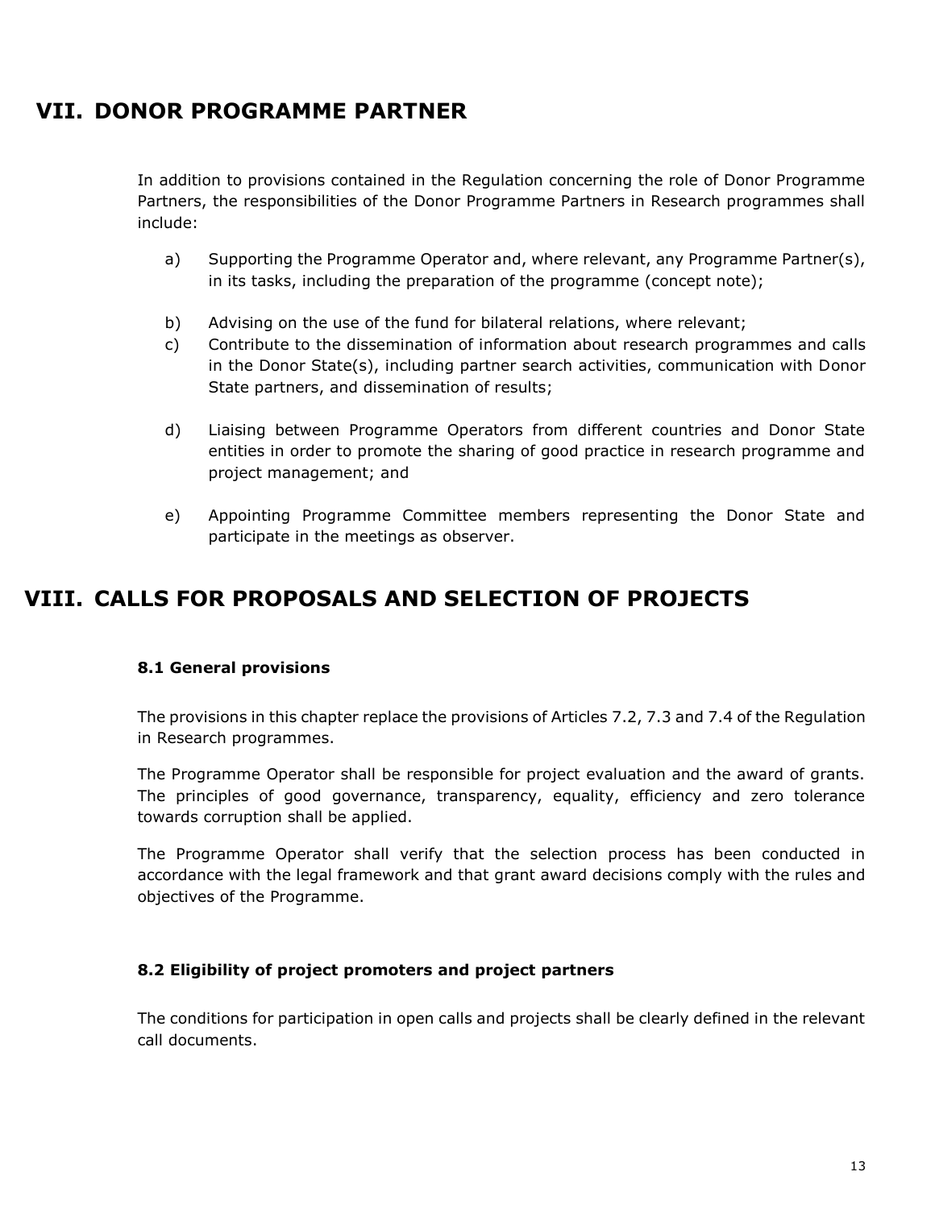# VII. DONOR PROGRAMME PARTNER

In addition to provisions contained in the Regulation concerning the role of Donor Programme Partners, the responsibilities of the Donor Programme Partners in Research programmes shall include:

a) Supporting the Programme Operator and, where relevant, any Programme Partner(s), in its tasks, including the preparation of the programme (concept note);

b) Advising on the use of the fund for bilateral relations, where relevant;

c) Contribute to the dissemination of information about research programmes and calls in the Donor State(s), including partner search activities, communication with Donor State partners, and dissemination of results;

d) Liaising between Programme Operators from different countries and Donor State entities in order to promote the sharing of good practice in research programme and project management; and

e) Appointing Programme Committee members representing the Donor State and participate in the meetings as observer.

# VIII. CALLS FOR PROPOSALS AND SELECTION OF PROJECTS

### 8.1 General provisions

The provisions in this chapter replace the provisions of Articles 7.2, 7.3 and 7.4 of the Regulation in Research programmes.

The Programme Operator shall be responsible for project evaluation and the award of grants. The principles of good governance, transparency, equality, efficiency and zero tolerance towards corruption shall be applied.

The Programme Operator shall verify that the selection process has been conducted in accordance with the legal framework and that grant award decisions comply with the rules and objectives of the Programme.

### 8.2 Eligibility of project promoters and project partners

The conditions for participation in open calls and projects shall be clearly defined in the relevant call documents.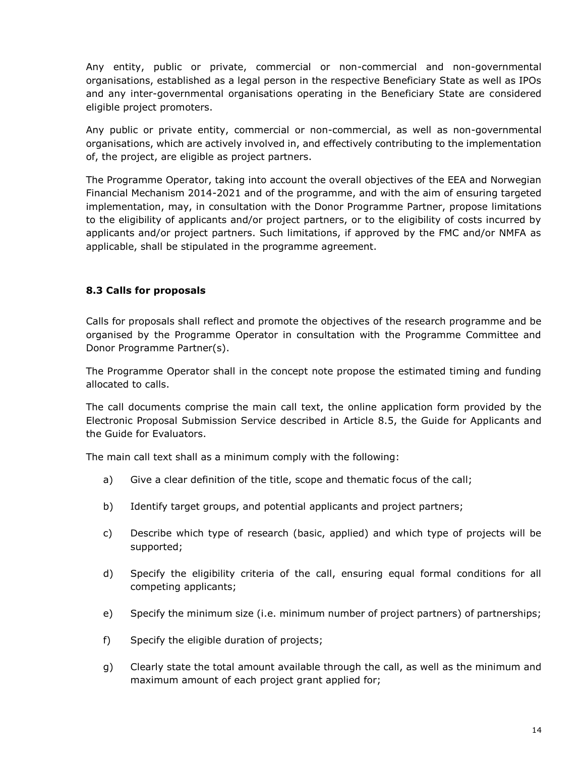Any entity, public or private, commercial or non-commercial and non-governmental organisations, established as a legal person in the respective Beneficiary State as well as IPOs and any inter-governmental organisations operating in the Beneficiary State are considered eligible project promoters.

Any public or private entity, commercial or non-commercial, as well as non-governmental organisations, which are actively involved in, and effectively contributing to the implementation of, the project, are eligible as project partners.

The Programme Operator, taking into account the overall objectives of the EEA and Norwegian Financial Mechanism 2014-2021 and of the programme, and with the aim of ensuring targeted implementation, may, in consultation with the Donor Programme Partner, propose limitations to the eligibility of applicants and/or project partners, or to the eligibility of costs incurred by applicants and/or project partners. Such limitations, if approved by the FMC and/or NMFA as applicable, shall be stipulated in the programme agreement.

### 8.3 Calls for proposals

Calls for proposals shall reflect and promote the objectives of the research programme and be organised by the Programme Operator in consultation with the Programme Committee and Donor Programme Partner(s).

The Programme Operator shall in the concept note propose the estimated timing and funding allocated to calls.

The call documents comprise the main call text, the online application form provided by the Electronic Proposal Submission Service described in Article 8.5, the Guide for Applicants and the Guide for Evaluators.

The main call text shall as a minimum comply with the following:

a) Give a clear definition of the title, scope and thematic focus of the call;

b) Identify target groups, and potential applicants and project partners;

c) Describe which type of research (basic, applied) and which type of projects will be supported;

d) Specify the eligibility criteria of the call, ensuring equal formal conditions for all competing applicants;

e) Specify the minimum size (i.e. minimum number of project partners) of partnerships;

f) Specify the eligible duration of projects;

g) Clearly state the total amount available through the call, as well as the minimum and maximum amount of each project grant applied for;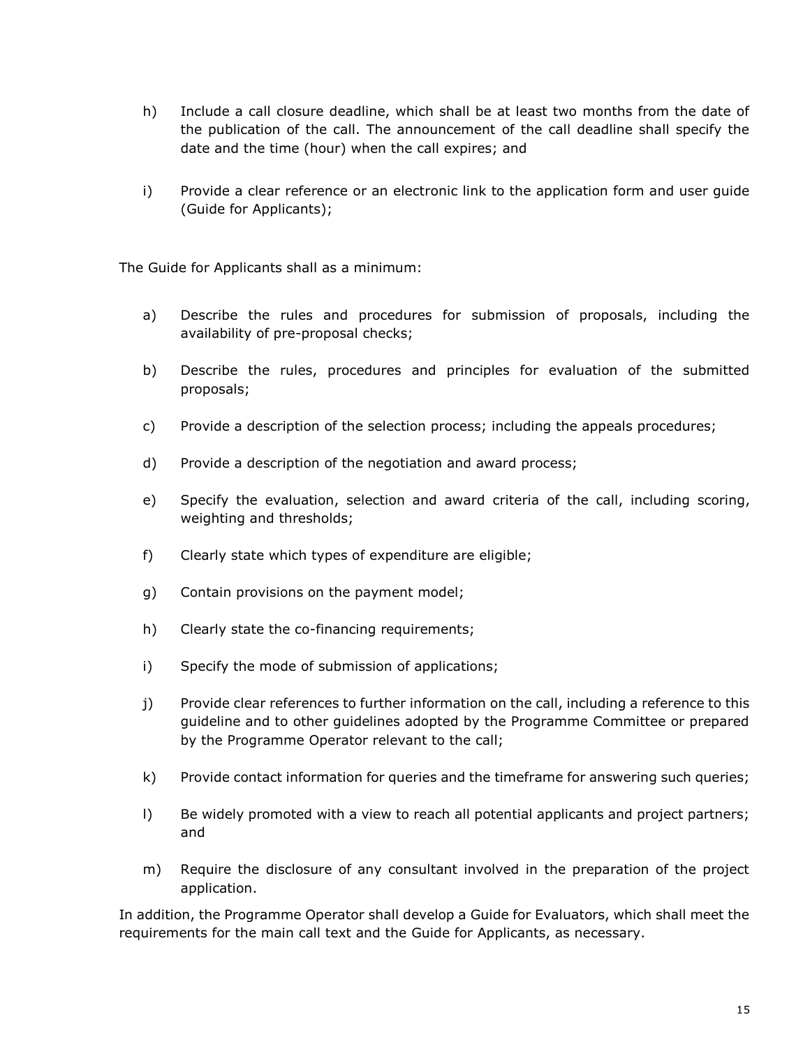h) Include a call closure deadline, which shall be at least two months from the date of the publication of the call. The announcement of the call deadline shall specify the date and the time (hour) when the call expires; and

i) Provide a clear reference or an electronic link to the application form and user guide (Guide for Applicants);

The Guide for Applicants shall as a minimum:

a) Describe the rules and procedures for submission of proposals, including the availability of pre-proposal checks;

b) Describe the rules, procedures and principles for evaluation of the submitted proposals;

c) Provide a description of the selection process; including the appeals procedures;

d) Provide a description of the negotiation and award process;

e) Specify the evaluation, selection and award criteria of the call, including scoring, weighting and thresholds;

f) Clearly state which types of expenditure are eligible;

g) Contain provisions on the payment model;

h) Clearly state the co-financing requirements;

i) Specify the mode of submission of applications;

j) Provide clear references to further information on the call, including a reference to this guideline and to other guidelines adopted by the Programme Committee or prepared by the Programme Operator relevant to the call;

k) Provide contact information for queries and the timeframe for answering such queries;

l) Be widely promoted with a view to reach all potential applicants and project partners; and

m) Require the disclosure of any consultant involved in the preparation of the project application.

In addition, the Programme Operator shall develop a Guide for Evaluators, which shall meet the requirements for the main call text and the Guide for Applicants, as necessary.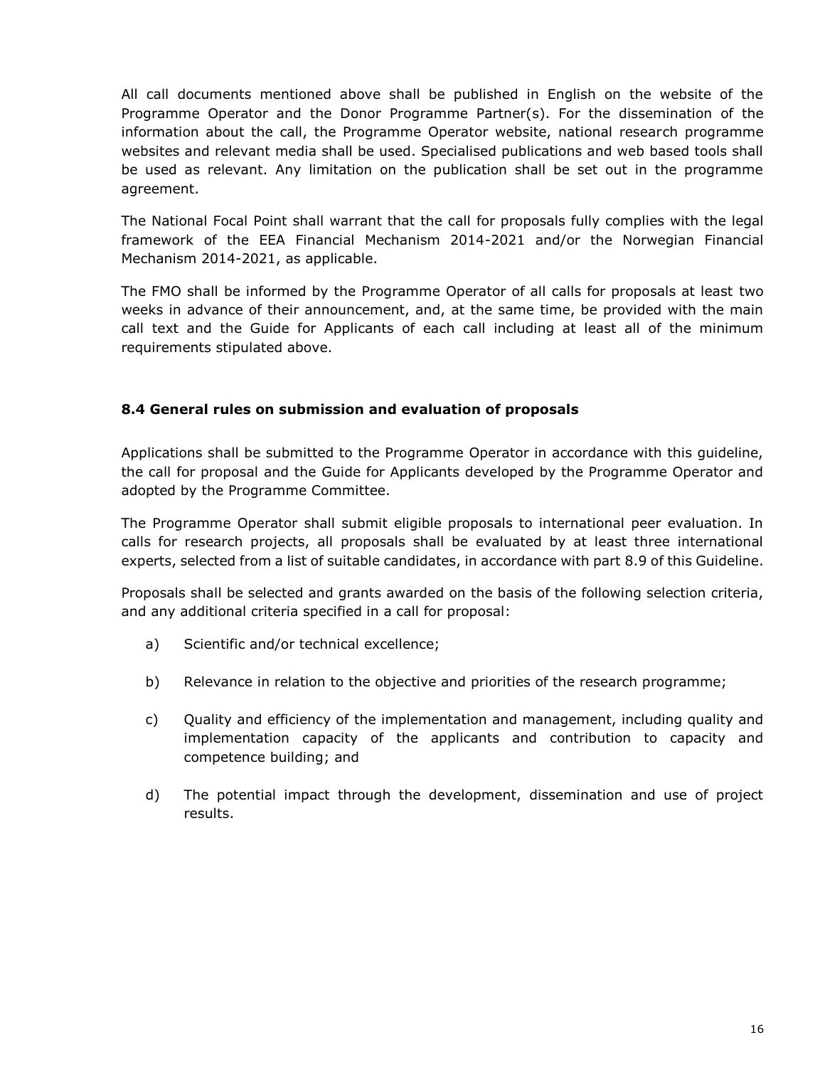All call documents mentioned above shall be published in English on the website of the Programme Operator and the Donor Programme Partner(s). For the dissemination of the information about the call, the Programme Operator website, national research programme websites and relevant media shall be used. Specialised publications and web based tools shall be used as relevant. Any limitation on the publication shall be set out in the programme agreement.

The National Focal Point shall warrant that the call for proposals fully complies with the legal framework of the EEA Financial Mechanism 2014-2021 and/or the Norwegian Financial Mechanism 2014-2021, as applicable.

The FMO shall be informed by the Programme Operator of all calls for proposals at least two weeks in advance of their announcement, and, at the same time, be provided with the main call text and the Guide for Applicants of each call including at least all of the minimum requirements stipulated above.

### 8.4 General rules on submission and evaluation of proposals

Applications shall be submitted to the Programme Operator in accordance with this guideline, the call for proposal and the Guide for Applicants developed by the Programme Operator and adopted by the Programme Committee.

The Programme Operator shall submit eligible proposals to international peer evaluation. In calls for research projects, all proposals shall be evaluated by at least three international experts, selected from a list of suitable candidates, in accordance with part 8.9 of this Guideline.

Proposals shall be selected and grants awarded on the basis of the following selection criteria, and any additional criteria specified in a call for proposal:

a) Scientific and/or technical excellence;

b) Relevance in relation to the objective and priorities of the research programme;

c) Quality and efficiency of the implementation and management, including quality and implementation capacity of the applicants and contribution to capacity and competence building; and

d) The potential impact through the development, dissemination and use of project results.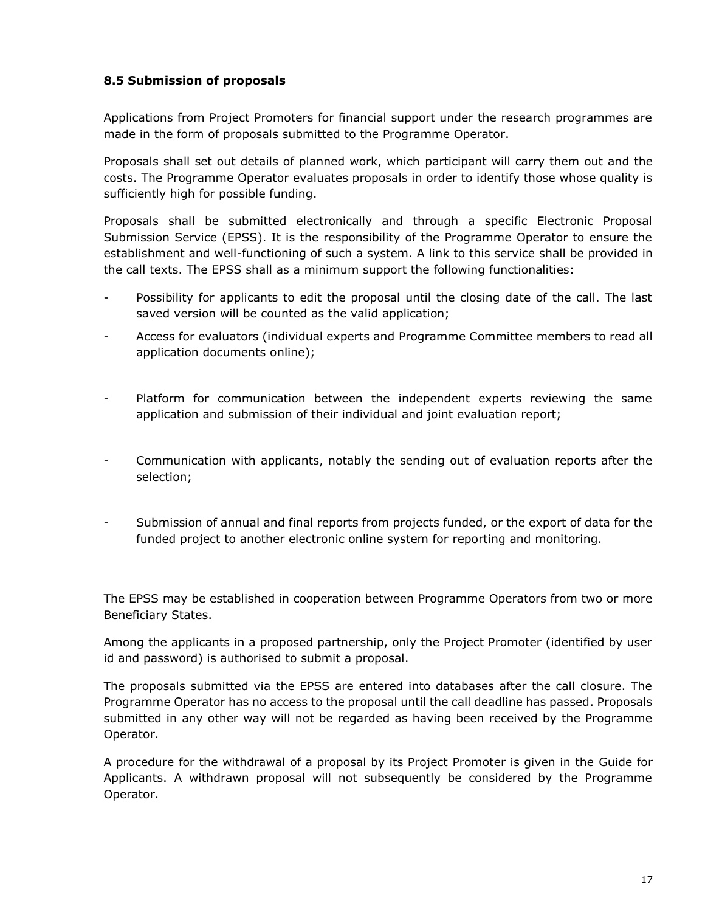### 8.5 Submission of proposals

Applications from Project Promoters for financial support under the research programmes are made in the form of proposals submitted to the Programme Operator.

Proposals shall set out details of planned work, which participant will carry them out and the costs. The Programme Operator evaluates proposals in order to identify those whose quality is sufficiently high for possible funding.

Proposals shall be submitted electronically and through a specific Electronic Proposal Submission Service (EPSS). It is the responsibility of the Programme Operator to ensure the establishment and well-functioning of such a system. A link to this service shall be provided in the call texts. The EPSS shall as a minimum support the following functionalities:

- Possibility for applicants to edit the proposal until the closing date of the call. The last saved version will be counted as the valid application;
- Access for evaluators (individual experts and Programme Committee members to read all application documents online);
- Platform for communication between the independent experts reviewing the same application and submission of their individual and joint evaluation report;
- Communication with applicants, notably the sending out of evaluation reports after the selection;
- Submission of annual and final reports from projects funded, or the export of data for the funded project to another electronic online system for reporting and monitoring.

The EPSS may be established in cooperation between Programme Operators from two or more Beneficiary States.

Among the applicants in a proposed partnership, only the Project Promoter (identified by user id and password) is authorised to submit a proposal.

The proposals submitted via the EPSS are entered into databases after the call closure. The Programme Operator has no access to the proposal until the call deadline has passed. Proposals submitted in any other way will not be regarded as having been received by the Programme Operator.

A procedure for the withdrawal of a proposal by its Project Promoter is given in the Guide for Applicants. A withdrawn proposal will not subsequently be considered by the Programme Operator.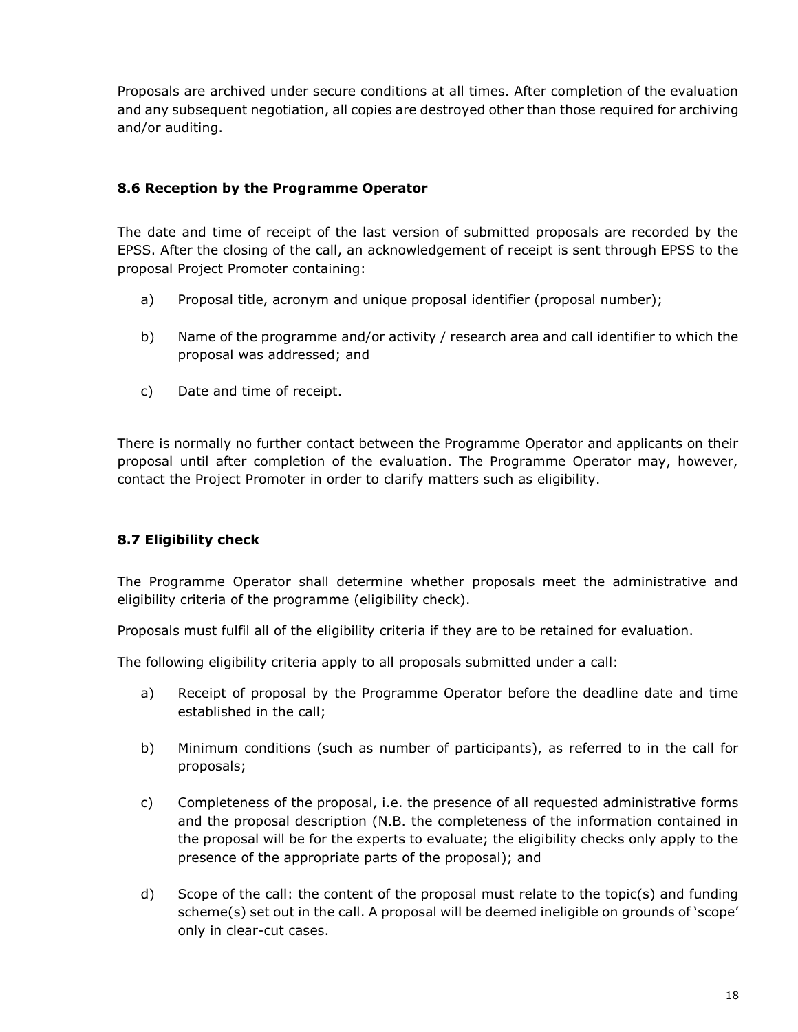Proposals are archived under secure conditions at all times. After completion of the evaluation and any subsequent negotiation, all copies are destroyed other than those required for archiving and/or auditing.

### 8.6 Reception by the Programme Operator

The date and time of receipt of the last version of submitted proposals are recorded by the EPSS. After the closing of the call, an acknowledgement of receipt is sent through EPSS to the proposal Project Promoter containing:

a) Proposal title, acronym and unique proposal identifier (proposal number);

b) Name of the programme and/or activity / research area and call identifier to which the proposal was addressed; and

c) Date and time of receipt.

There is normally no further contact between the Programme Operator and applicants on their proposal until after completion of the evaluation. The Programme Operator may, however, contact the Project Promoter in order to clarify matters such as eligibility.

### 8.7 Eligibility check

The Programme Operator shall determine whether proposals meet the administrative and eligibility criteria of the programme (eligibility check).

Proposals must fulfil all of the eligibility criteria if they are to be retained for evaluation.

The following eligibility criteria apply to all proposals submitted under a call:

a) Receipt of proposal by the Programme Operator before the deadline date and time established in the call;

b) Minimum conditions (such as number of participants), as referred to in the call for proposals;

c) Completeness of the proposal, i.e. the presence of all requested administrative forms and the proposal description (N.B. the completeness of the information contained in the proposal will be for the experts to evaluate; the eligibility checks only apply to the presence of the appropriate parts of the proposal); and

d) Scope of the call: the content of the proposal must relate to the topic(s) and funding scheme(s) set out in the call. A proposal will be deemed ineligible on grounds of 'scope' only in clear-cut cases.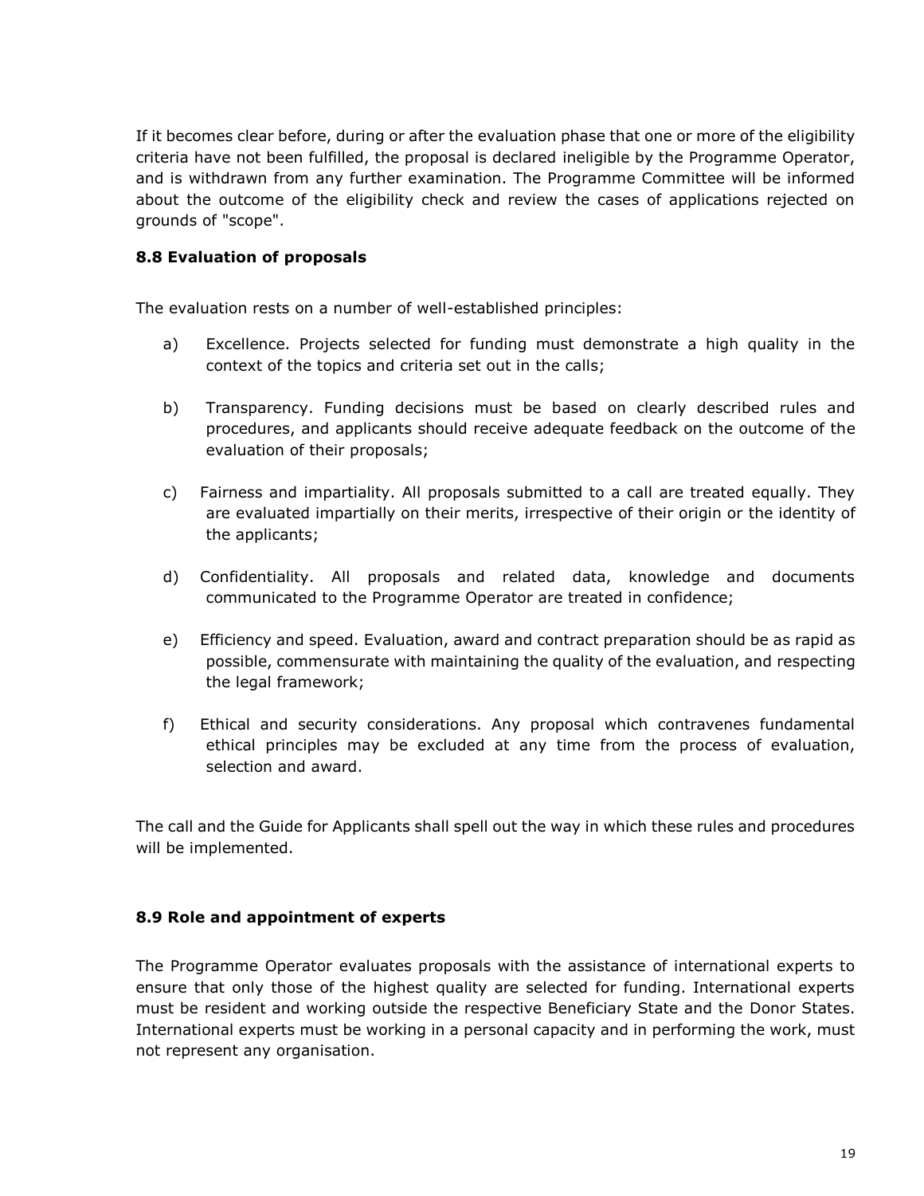If it becomes clear before, during or after the evaluation phase that one or more of the eligibility criteria have not been fulfilled, the proposal is declared ineligible by the Programme Operator, and is withdrawn from any further examination. The Programme Committee will be informed about the outcome of the eligibility check and review the cases of applications rejected on grounds of "scope".

### 8.8 Evaluation of proposals

The evaluation rests on a number of well-established principles:

a) Excellence. Projects selected for funding must demonstrate a high quality in the context of the topics and criteria set out in the calls;

b) Transparency. Funding decisions must be based on clearly described rules and procedures, and applicants should receive adequate feedback on the outcome of the evaluation of their proposals;

c) Fairness and impartiality. All proposals submitted to a call are treated equally. They are evaluated impartially on their merits, irrespective of their origin or the identity of the applicants;

d) Confidentiality. All proposals and related data, knowledge and documents communicated to the Programme Operator are treated in confidence;

e) Efficiency and speed. Evaluation, award and contract preparation should be as rapid as possible, commensurate with maintaining the quality of the evaluation, and respecting the legal framework;

f) Ethical and security considerations. Any proposal which contravenes fundamental ethical principles may be excluded at any time from the process of evaluation, selection and award.

The call and the Guide for Applicants shall spell out the way in which these rules and procedures will be implemented.

### 8.9 Role and appointment of experts

The Programme Operator evaluates proposals with the assistance of international experts to ensure that only those of the highest quality are selected for funding. International experts must be resident and working outside the respective Beneficiary State and the Donor States. International experts must be working in a personal capacity and in performing the work, must not represent any organisation.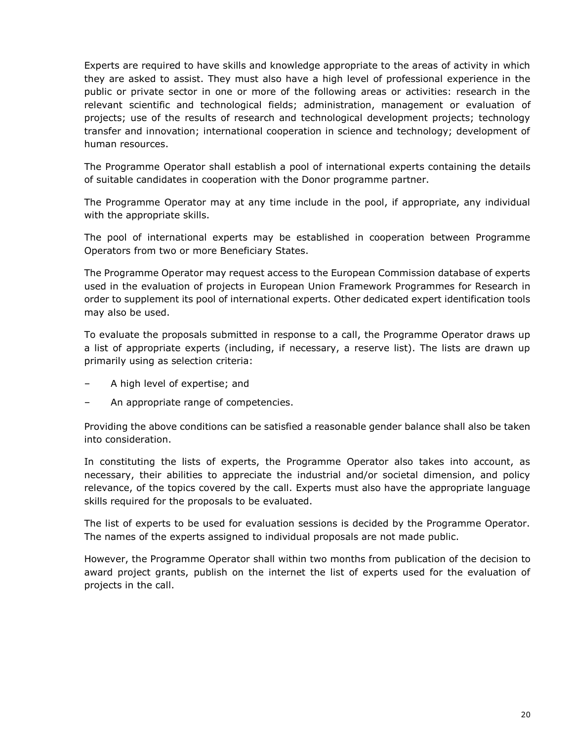Experts are required to have skills and knowledge appropriate to the areas of activity in which they are asked to assist. They must also have a high level of professional experience in the public or private sector in one or more of the following areas or activities: research in the relevant scientific and technological fields; administration, management or evaluation of projects; use of the results of research and technological development projects; technology transfer and innovation; international cooperation in science and technology; development of human resources.

The Programme Operator shall establish a pool of international experts containing the details of suitable candidates in cooperation with the Donor programme partner.

The Programme Operator may at any time include in the pool, if appropriate, any individual with the appropriate skills.

The pool of international experts may be established in cooperation between Programme Operators from two or more Beneficiary States.

The Programme Operator may request access to the European Commission database of experts used in the evaluation of projects in European Union Framework Programmes for Research in order to supplement its pool of international experts. Other dedicated expert identification tools may also be used.

To evaluate the proposals submitted in response to a call, the Programme Operator draws up a list of appropriate experts (including, if necessary, a reserve list). The lists are drawn up primarily using as selection criteria:

– A high level of expertise; and
– An appropriate range of competencies.

Providing the above conditions can be satisfied a reasonable gender balance shall also be taken into consideration.

In constituting the lists of experts, the Programme Operator also takes into account, as necessary, their abilities to appreciate the industrial and/or societal dimension, and policy relevance, of the topics covered by the call. Experts must also have the appropriate language skills required for the proposals to be evaluated.

The list of experts to be used for evaluation sessions is decided by the Programme Operator. The names of the experts assigned to individual proposals are not made public.

However, the Programme Operator shall within two months from publication of the decision to award project grants, publish on the internet the list of experts used for the evaluation of projects in the call.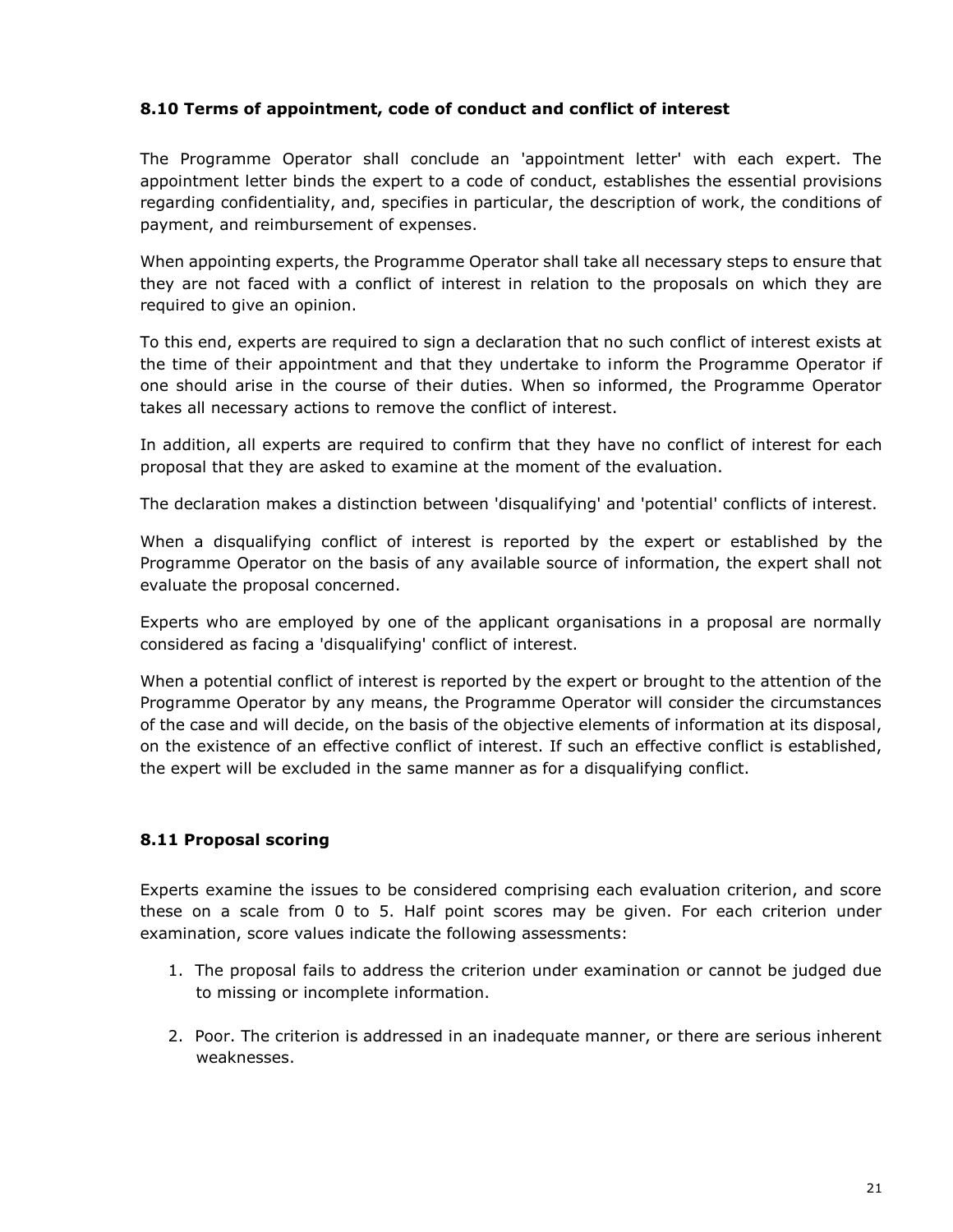### 8.10 Terms of appointment, code of conduct and conflict of interest

The Programme Operator shall conclude an 'appointment letter' with each expert. The appointment letter binds the expert to a code of conduct, establishes the essential provisions regarding confidentiality, and, specifies in particular, the description of work, the conditions of payment, and reimbursement of expenses.

When appointing experts, the Programme Operator shall take all necessary steps to ensure that they are not faced with a conflict of interest in relation to the proposals on which they are required to give an opinion.

To this end, experts are required to sign a declaration that no such conflict of interest exists at the time of their appointment and that they undertake to inform the Programme Operator if one should arise in the course of their duties. When so informed, the Programme Operator takes all necessary actions to remove the conflict of interest.

In addition, all experts are required to confirm that they have no conflict of interest for each proposal that they are asked to examine at the moment of the evaluation.

The declaration makes a distinction between 'disqualifying' and 'potential' conflicts of interest.

When a disqualifying conflict of interest is reported by the expert or established by the Programme Operator on the basis of any available source of information, the expert shall not evaluate the proposal concerned.

Experts who are employed by one of the applicant organisations in a proposal are normally considered as facing a 'disqualifying' conflict of interest.

When a potential conflict of interest is reported by the expert or brought to the attention of the Programme Operator by any means, the Programme Operator will consider the circumstances of the case and will decide, on the basis of the objective elements of information at its disposal, on the existence of an effective conflict of interest. If such an effective conflict is established, the expert will be excluded in the same manner as for a disqualifying conflict.

### 8.11 Proposal scoring

Experts examine the issues to be considered comprising each evaluation criterion, and score these on a scale from 0 to 5. Half point scores may be given. For each criterion under examination, score values indicate the following assessments:

1. The proposal fails to address the criterion under examination or cannot be judged due to missing or incomplete information.
2. Poor. The criterion is addressed in an inadequate manner, or there are serious inherent weaknesses.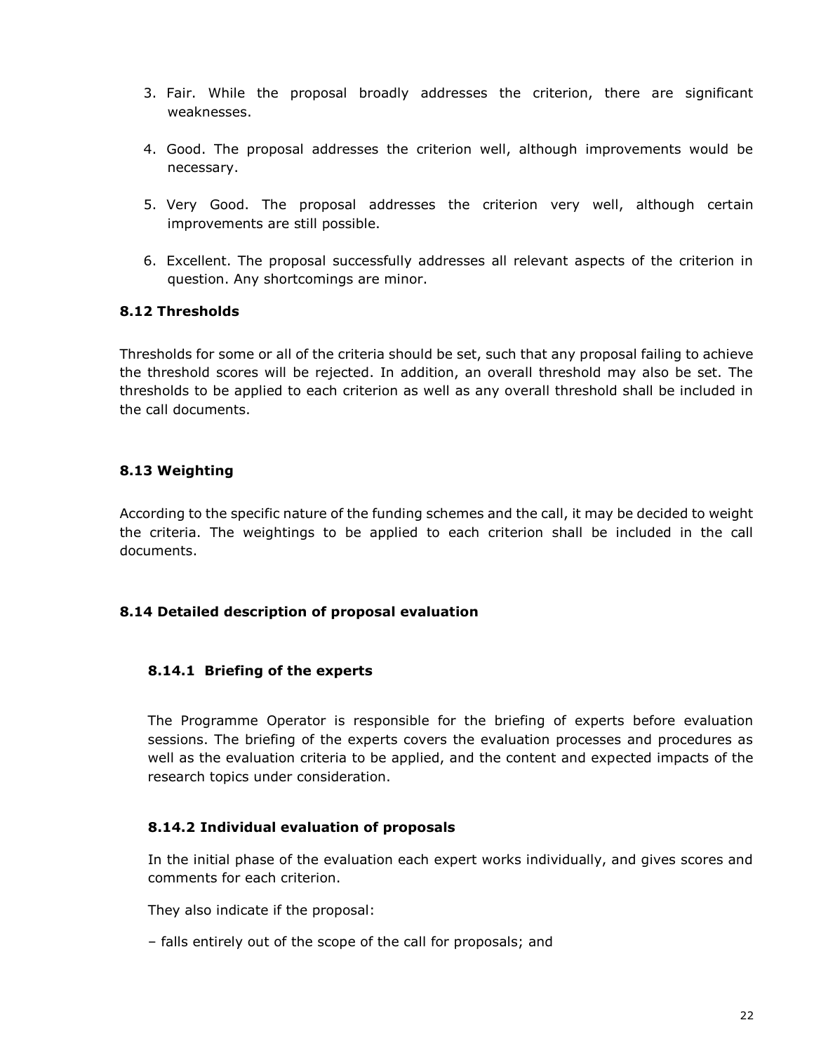3. Fair. While the proposal broadly addresses the criterion, there are significant weaknesses.
4. Good. The proposal addresses the criterion well, although improvements would be necessary.
5. Very Good. The proposal addresses the criterion very well, although certain improvements are still possible.
6. Excellent. The proposal successfully addresses all relevant aspects of the criterion in question. Any shortcomings are minor.

### 8.12 Thresholds

Thresholds for some or all of the criteria should be set, such that any proposal failing to achieve the threshold scores will be rejected. In addition, an overall threshold may also be set. The thresholds to be applied to each criterion as well as any overall threshold shall be included in the call documents.

### 8.13 Weighting

According to the specific nature of the funding schemes and the call, it may be decided to weight the criteria. The weightings to be applied to each criterion shall be included in the call documents.

### 8.14 Detailed description of proposal evaluation

#### 8.14.1 Briefing of the experts

The Programme Operator is responsible for the briefing of experts before evaluation sessions. The briefing of the experts covers the evaluation processes and procedures as well as the evaluation criteria to be applied, and the content and expected impacts of the research topics under consideration.

#### 8.14.2 Individual evaluation of proposals

In the initial phase of the evaluation each expert works individually, and gives scores and comments for each criterion.

They also indicate if the proposal:

– falls entirely out of the scope of the call for proposals; and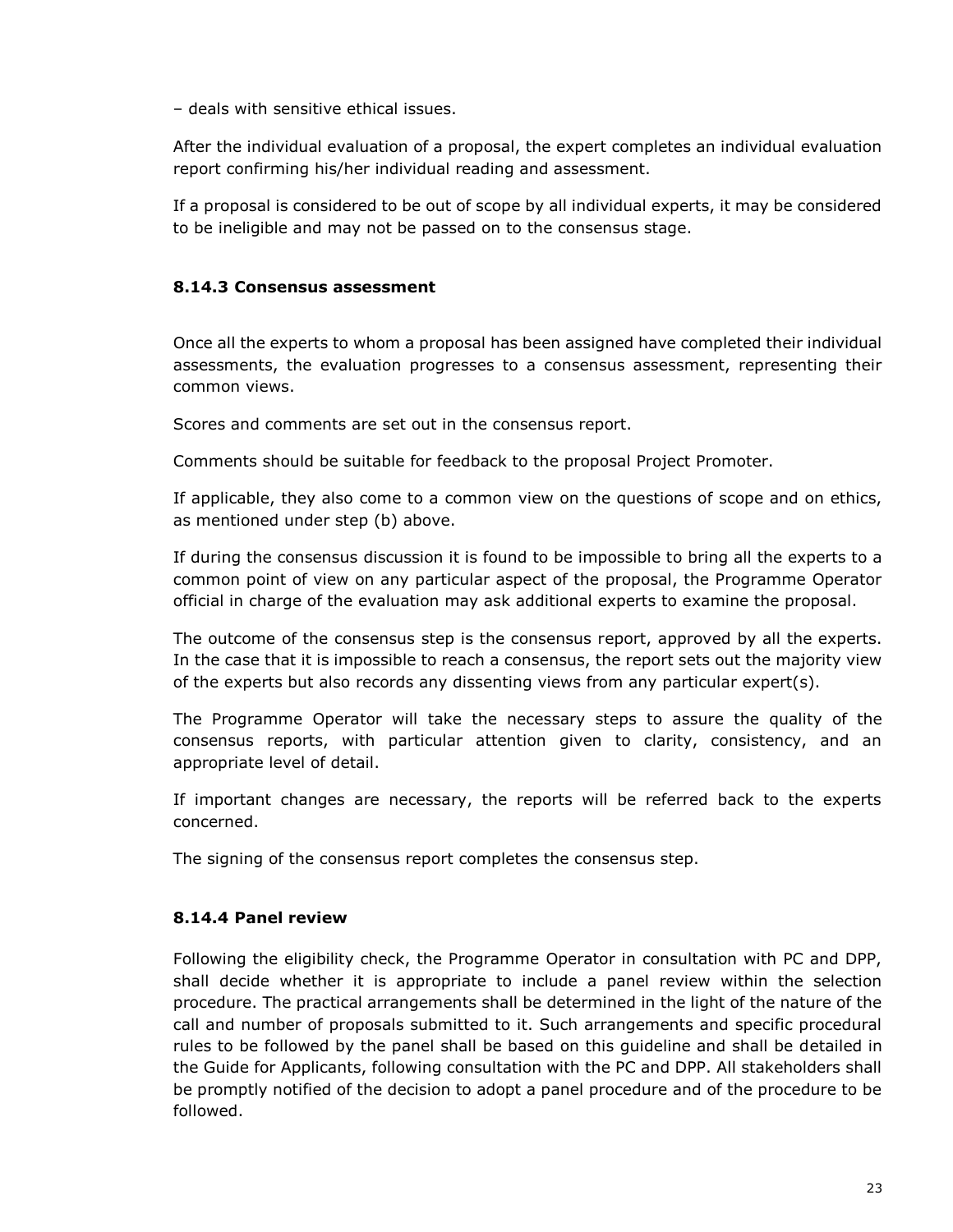– deals with sensitive ethical issues.

After the individual evaluation of a proposal, the expert completes an individual evaluation report confirming his/her individual reading and assessment.

If a proposal is considered to be out of scope by all individual experts, it may be considered to be ineligible and may not be passed on to the consensus stage.

### 8.14.3 Consensus assessment

Once all the experts to whom a proposal has been assigned have completed their individual assessments, the evaluation progresses to a consensus assessment, representing their common views.

Scores and comments are set out in the consensus report.

Comments should be suitable for feedback to the proposal Project Promoter.

If applicable, they also come to a common view on the questions of scope and on ethics, as mentioned under step (b) above.

If during the consensus discussion it is found to be impossible to bring all the experts to a common point of view on any particular aspect of the proposal, the Programme Operator official in charge of the evaluation may ask additional experts to examine the proposal.

The outcome of the consensus step is the consensus report, approved by all the experts. In the case that it is impossible to reach a consensus, the report sets out the majority view of the experts but also records any dissenting views from any particular expert(s).

The Programme Operator will take the necessary steps to assure the quality of the consensus reports, with particular attention given to clarity, consistency, and an appropriate level of detail.

If important changes are necessary, the reports will be referred back to the experts concerned.

The signing of the consensus report completes the consensus step.

### 8.14.4 Panel review

Following the eligibility check, the Programme Operator in consultation with PC and DPP, shall decide whether it is appropriate to include a panel review within the selection procedure. The practical arrangements shall be determined in the light of the nature of the call and number of proposals submitted to it. Such arrangements and specific procedural rules to be followed by the panel shall be based on this guideline and shall be detailed in the Guide for Applicants, following consultation with the PC and DPP. All stakeholders shall be promptly notified of the decision to adopt a panel procedure and of the procedure to be followed.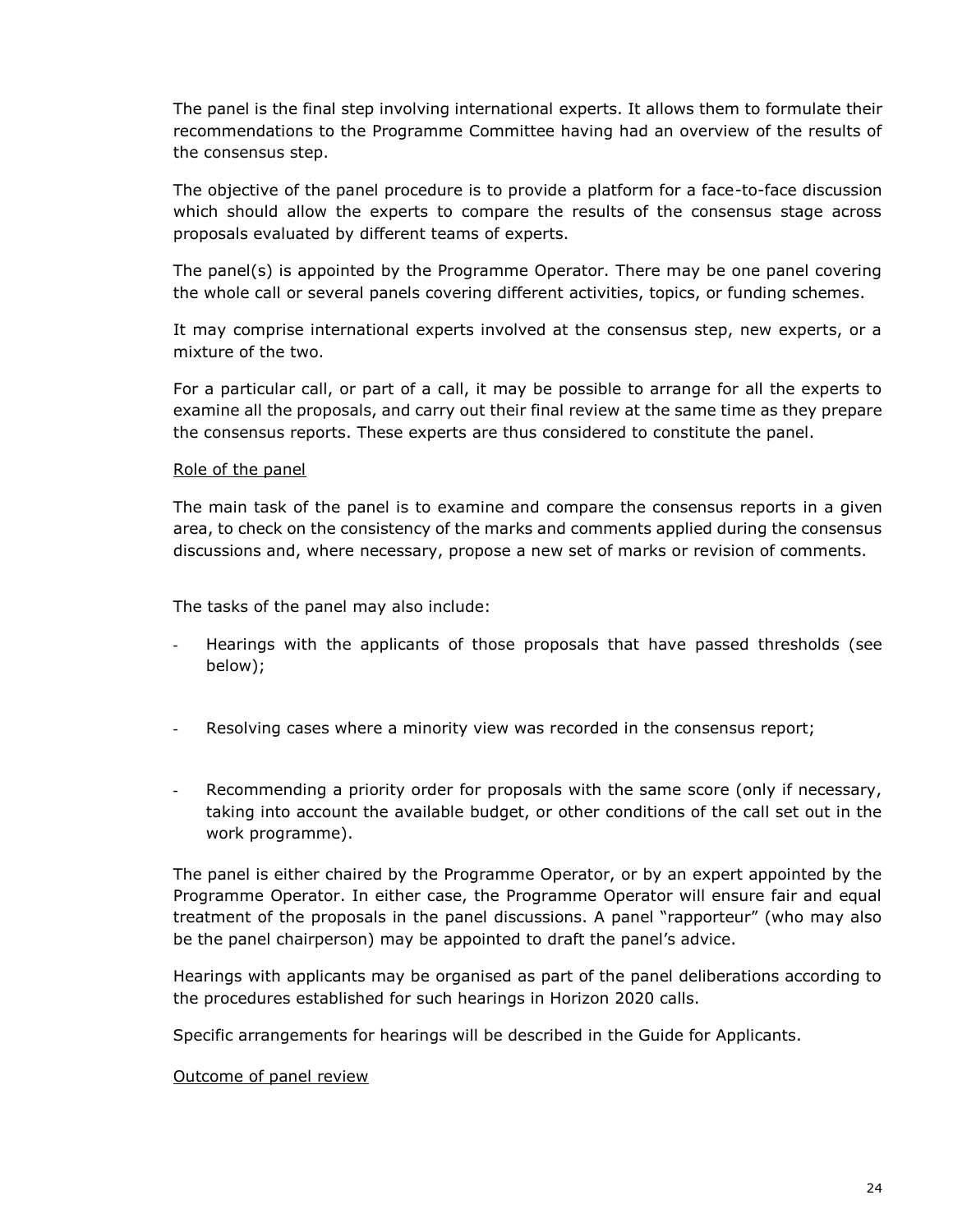The panel is the final step involving international experts. It allows them to formulate their recommendations to the Programme Committee having had an overview of the results of the consensus step.

The objective of the panel procedure is to provide a platform for a face-to-face discussion which should allow the experts to compare the results of the consensus stage across proposals evaluated by different teams of experts.

The panel(s) is appointed by the Programme Operator. There may be one panel covering the whole call or several panels covering different activities, topics, or funding schemes.

It may comprise international experts involved at the consensus step, new experts, or a mixture of the two.

For a particular call, or part of a call, it may be possible to arrange for all the experts to examine all the proposals, and carry out their final review at the same time as they prepare the consensus reports. These experts are thus considered to constitute the panel.

Role of the panel

The main task of the panel is to examine and compare the consensus reports in a given area, to check on the consistency of the marks and comments applied during the consensus discussions and, where necessary, propose a new set of marks or revision of comments.

The tasks of the panel may also include:

- Hearings with the applicants of those proposals that have passed thresholds (see below);
- Resolving cases where a minority view was recorded in the consensus report;
- Recommending a priority order for proposals with the same score (only if necessary, taking into account the available budget, or other conditions of the call set out in the work programme).

The panel is either chaired by the Programme Operator, or by an expert appointed by the Programme Operator. In either case, the Programme Operator will ensure fair and equal treatment of the proposals in the panel discussions. A panel "rapporteur" (who may also be the panel chairperson) may be appointed to draft the panel's advice.

Hearings with applicants may be organised as part of the panel deliberations according to the procedures established for such hearings in Horizon 2020 calls.

Specific arrangements for hearings will be described in the Guide for Applicants.

Outcome of panel review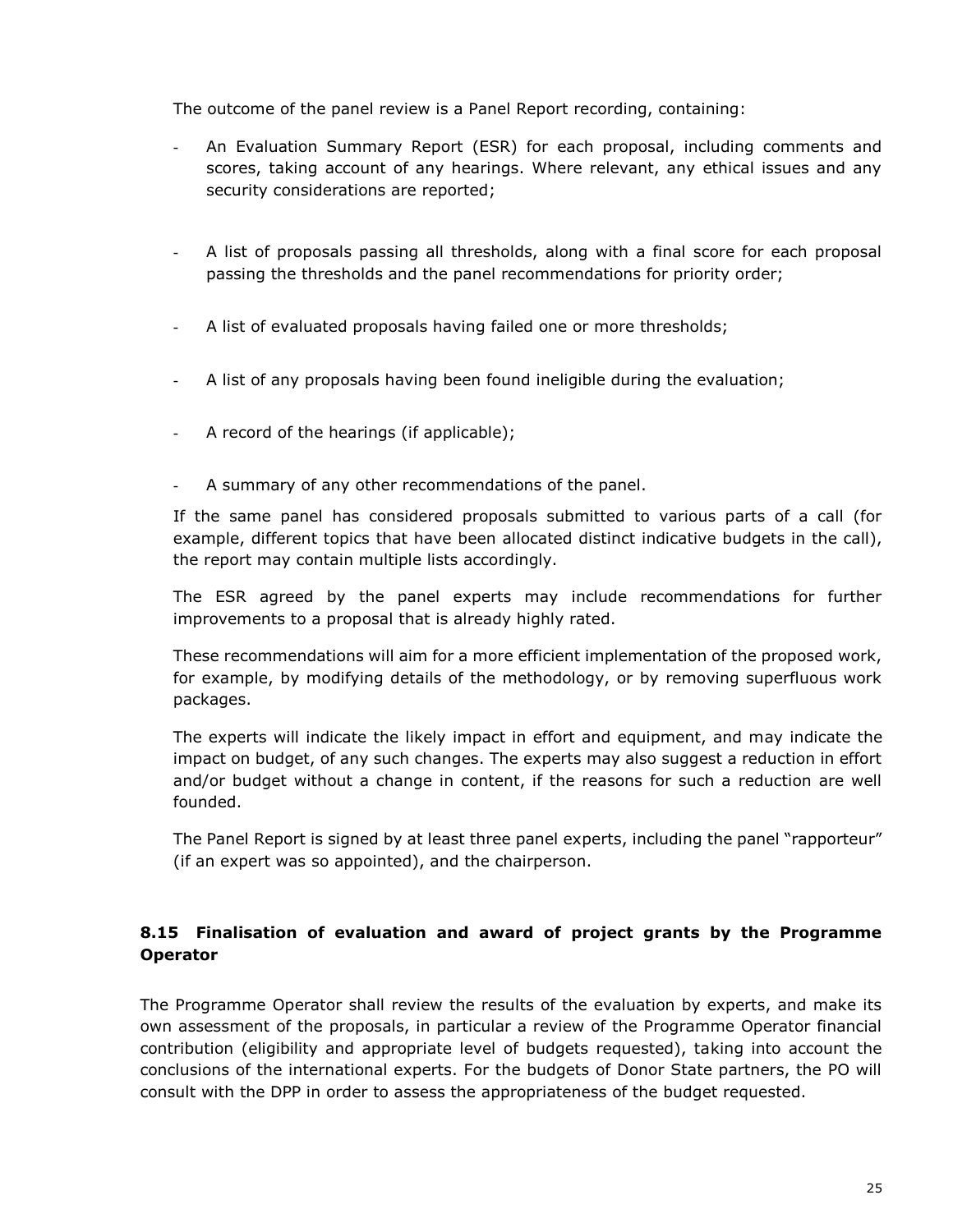The outcome of the panel review is a Panel Report recording, containing:

- An Evaluation Summary Report (ESR) for each proposal, including comments and scores, taking account of any hearings. Where relevant, any ethical issues and any security considerations are reported;
- A list of proposals passing all thresholds, along with a final score for each proposal passing the thresholds and the panel recommendations for priority order;
- A list of evaluated proposals having failed one or more thresholds;
- A list of any proposals having been found ineligible during the evaluation;
- A record of the hearings (if applicable);
- A summary of any other recommendations of the panel.

If the same panel has considered proposals submitted to various parts of a call (for example, different topics that have been allocated distinct indicative budgets in the call), the report may contain multiple lists accordingly.

The ESR agreed by the panel experts may include recommendations for further improvements to a proposal that is already highly rated.

These recommendations will aim for a more efficient implementation of the proposed work, for example, by modifying details of the methodology, or by removing superfluous work packages.

The experts will indicate the likely impact in effort and equipment, and may indicate the impact on budget, of any such changes. The experts may also suggest a reduction in effort and/or budget without a change in content, if the reasons for such a reduction are well founded.

The Panel Report is signed by at least three panel experts, including the panel "rapporteur" (if an expert was so appointed), and the chairperson.

### 8.15 Finalisation of evaluation and award of project grants by the Programme Operator

The Programme Operator shall review the results of the evaluation by experts, and make its own assessment of the proposals, in particular a review of the Programme Operator financial contribution (eligibility and appropriate level of budgets requested), taking into account the conclusions of the international experts. For the budgets of Donor State partners, the PO will consult with the DPP in order to assess the appropriateness of the budget requested.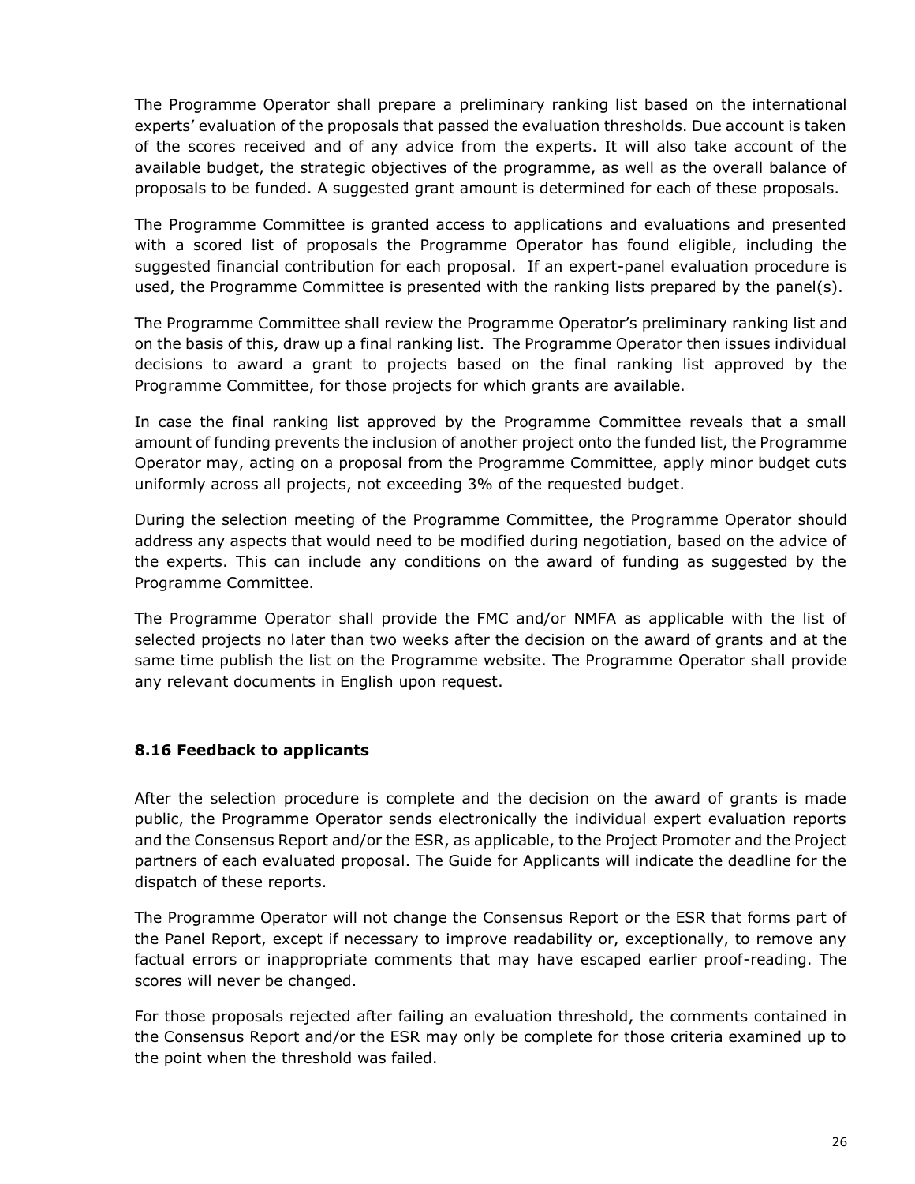The Programme Operator shall prepare a preliminary ranking list based on the international experts' evaluation of the proposals that passed the evaluation thresholds. Due account is taken of the scores received and of any advice from the experts. It will also take account of the available budget, the strategic objectives of the programme, as well as the overall balance of proposals to be funded. A suggested grant amount is determined for each of these proposals.

The Programme Committee is granted access to applications and evaluations and presented with a scored list of proposals the Programme Operator has found eligible, including the suggested financial contribution for each proposal. If an expert-panel evaluation procedure is used, the Programme Committee is presented with the ranking lists prepared by the panel(s).

The Programme Committee shall review the Programme Operator's preliminary ranking list and on the basis of this, draw up a final ranking list. The Programme Operator then issues individual decisions to award a grant to projects based on the final ranking list approved by the Programme Committee, for those projects for which grants are available.

In case the final ranking list approved by the Programme Committee reveals that a small amount of funding prevents the inclusion of another project onto the funded list, the Programme Operator may, acting on a proposal from the Programme Committee, apply minor budget cuts uniformly across all projects, not exceeding 3% of the requested budget.

During the selection meeting of the Programme Committee, the Programme Operator should address any aspects that would need to be modified during negotiation, based on the advice of the experts. This can include any conditions on the award of funding as suggested by the Programme Committee.

The Programme Operator shall provide the FMC and/or NMFA as applicable with the list of selected projects no later than two weeks after the decision on the award of grants and at the same time publish the list on the Programme website. The Programme Operator shall provide any relevant documents in English upon request.

### 8.16 Feedback to applicants

After the selection procedure is complete and the decision on the award of grants is made public, the Programme Operator sends electronically the individual expert evaluation reports and the Consensus Report and/or the ESR, as applicable, to the Project Promoter and the Project partners of each evaluated proposal. The Guide for Applicants will indicate the deadline for the dispatch of these reports.

The Programme Operator will not change the Consensus Report or the ESR that forms part of the Panel Report, except if necessary to improve readability or, exceptionally, to remove any factual errors or inappropriate comments that may have escaped earlier proof-reading. The scores will never be changed.

For those proposals rejected after failing an evaluation threshold, the comments contained in the Consensus Report and/or the ESR may only be complete for those criteria examined up to the point when the threshold was failed.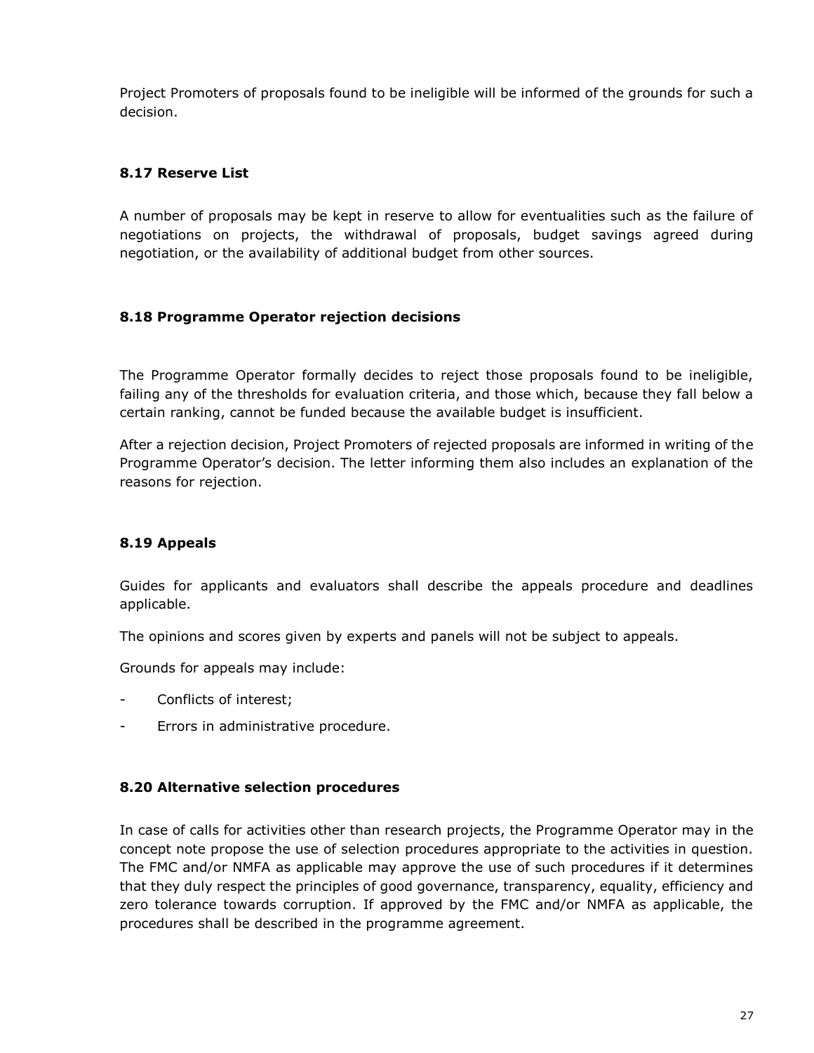Project Promoters of proposals found to be ineligible will be informed of the grounds for such a decision.

### 8.17 Reserve List

A number of proposals may be kept in reserve to allow for eventualities such as the failure of negotiations on projects, the withdrawal of proposals, budget savings agreed during negotiation, or the availability of additional budget from other sources.

### 8.18 Programme Operator rejection decisions

The Programme Operator formally decides to reject those proposals found to be ineligible, failing any of the thresholds for evaluation criteria, and those which, because they fall below a certain ranking, cannot be funded because the available budget is insufficient.

After a rejection decision, Project Promoters of rejected proposals are informed in writing of the Programme Operator's decision. The letter informing them also includes an explanation of the reasons for rejection.

### 8.19 Appeals

Guides for applicants and evaluators shall describe the appeals procedure and deadlines applicable.

The opinions and scores given by experts and panels will not be subject to appeals.

Grounds for appeals may include:

- Conflicts of interest;
- Errors in administrative procedure.

### 8.20 Alternative selection procedures

In case of calls for activities other than research projects, the Programme Operator may in the concept note propose the use of selection procedures appropriate to the activities in question. The FMC and/or NMFA as applicable may approve the use of such procedures if it determines that they duly respect the principles of good governance, transparency, equality, efficiency and zero tolerance towards corruption. If approved by the FMC and/or NMFA as applicable, the procedures shall be described in the programme agreement.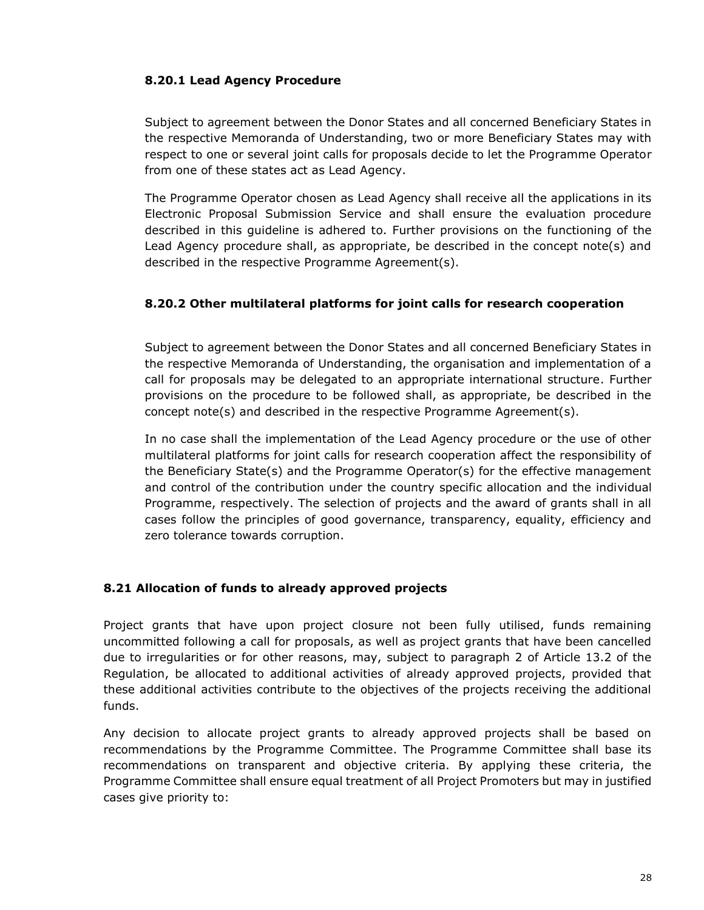#### 8.20.1 Lead Agency Procedure

Subject to agreement between the Donor States and all concerned Beneficiary States in the respective Memoranda of Understanding, two or more Beneficiary States may with respect to one or several joint calls for proposals decide to let the Programme Operator from one of these states act as Lead Agency.

The Programme Operator chosen as Lead Agency shall receive all the applications in its Electronic Proposal Submission Service and shall ensure the evaluation procedure described in this guideline is adhered to. Further provisions on the functioning of the Lead Agency procedure shall, as appropriate, be described in the concept note(s) and described in the respective Programme Agreement(s).

#### 8.20.2 Other multilateral platforms for joint calls for research cooperation

Subject to agreement between the Donor States and all concerned Beneficiary States in the respective Memoranda of Understanding, the organisation and implementation of a call for proposals may be delegated to an appropriate international structure. Further provisions on the procedure to be followed shall, as appropriate, be described in the concept note(s) and described in the respective Programme Agreement(s).

In no case shall the implementation of the Lead Agency procedure or the use of other multilateral platforms for joint calls for research cooperation affect the responsibility of the Beneficiary State(s) and the Programme Operator(s) for the effective management and control of the contribution under the country specific allocation and the individual Programme, respectively. The selection of projects and the award of grants shall in all cases follow the principles of good governance, transparency, equality, efficiency and zero tolerance towards corruption.

### 8.21 Allocation of funds to already approved projects

Project grants that have upon project closure not been fully utilised, funds remaining uncommitted following a call for proposals, as well as project grants that have been cancelled due to irregularities or for other reasons, may, subject to paragraph 2 of Article 13.2 of the Regulation, be allocated to additional activities of already approved projects, provided that these additional activities contribute to the objectives of the projects receiving the additional funds.

Any decision to allocate project grants to already approved projects shall be based on recommendations by the Programme Committee. The Programme Committee shall base its recommendations on transparent and objective criteria. By applying these criteria, the Programme Committee shall ensure equal treatment of all Project Promoters but may in justified cases give priority to: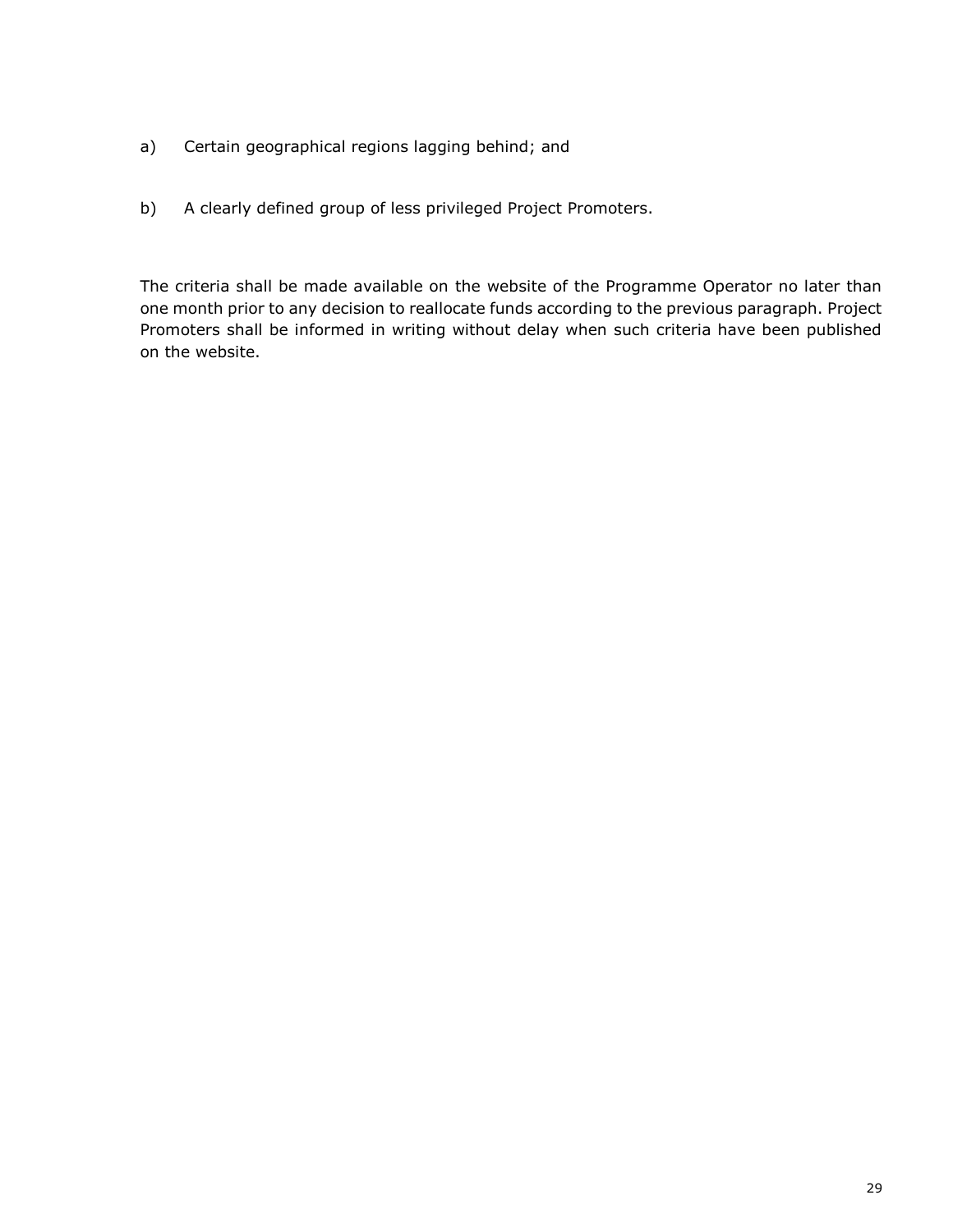a) Certain geographical regions lagging behind; and

b) A clearly defined group of less privileged Project Promoters.

The criteria shall be made available on the website of the Programme Operator no later than one month prior to any decision to reallocate funds according to the previous paragraph. Project Promoters shall be informed in writing without delay when such criteria have been published on the website.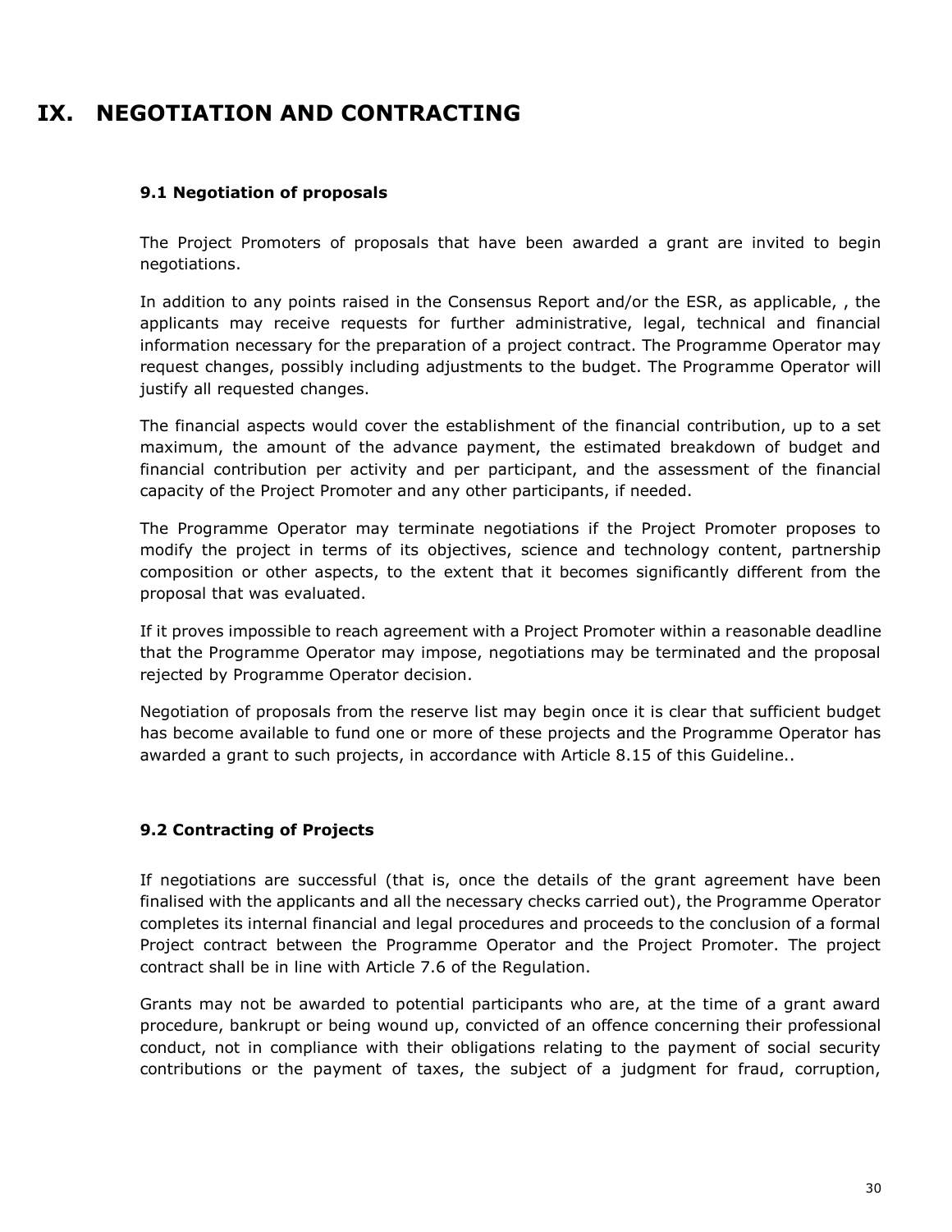# IX. NEGOTIATION AND CONTRACTING

### 9.1 Negotiation of proposals

The Project Promoters of proposals that have been awarded a grant are invited to begin negotiations.

In addition to any points raised in the Consensus Report and/or the ESR, as applicable, , the applicants may receive requests for further administrative, legal, technical and financial information necessary for the preparation of a project contract. The Programme Operator may request changes, possibly including adjustments to the budget. The Programme Operator will justify all requested changes.

The financial aspects would cover the establishment of the financial contribution, up to a set maximum, the amount of the advance payment, the estimated breakdown of budget and financial contribution per activity and per participant, and the assessment of the financial capacity of the Project Promoter and any other participants, if needed.

The Programme Operator may terminate negotiations if the Project Promoter proposes to modify the project in terms of its objectives, science and technology content, partnership composition or other aspects, to the extent that it becomes significantly different from the proposal that was evaluated.

If it proves impossible to reach agreement with a Project Promoter within a reasonable deadline that the Programme Operator may impose, negotiations may be terminated and the proposal rejected by Programme Operator decision.

Negotiation of proposals from the reserve list may begin once it is clear that sufficient budget has become available to fund one or more of these projects and the Programme Operator has awarded a grant to such projects, in accordance with Article 8.15 of this Guideline..

### 9.2 Contracting of Projects

If negotiations are successful (that is, once the details of the grant agreement have been finalised with the applicants and all the necessary checks carried out), the Programme Operator completes its internal financial and legal procedures and proceeds to the conclusion of a formal Project contract between the Programme Operator and the Project Promoter. The project contract shall be in line with Article 7.6 of the Regulation.

Grants may not be awarded to potential participants who are, at the time of a grant award procedure, bankrupt or being wound up, convicted of an offence concerning their professional conduct, not in compliance with their obligations relating to the payment of social security contributions or the payment of taxes, the subject of a judgment for fraud, corruption,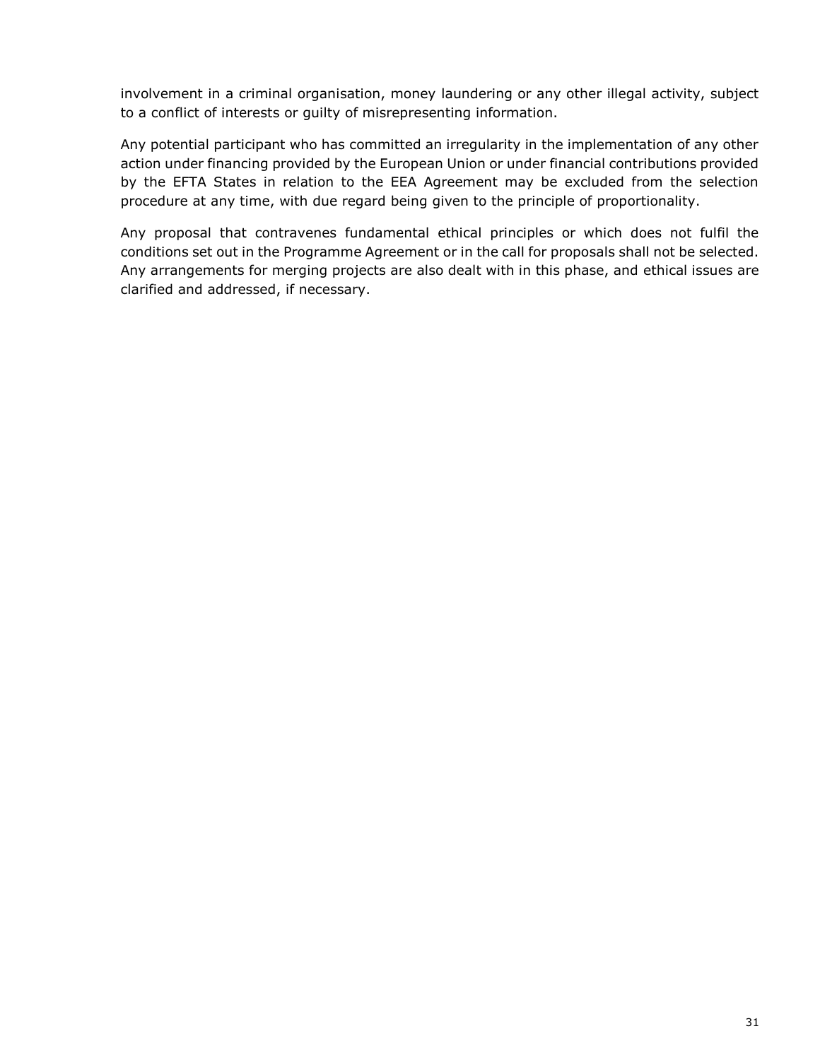involvement in a criminal organisation, money laundering or any other illegal activity, subject to a conflict of interests or guilty of misrepresenting information.

Any potential participant who has committed an irregularity in the implementation of any other action under financing provided by the European Union or under financial contributions provided by the EFTA States in relation to the EEA Agreement may be excluded from the selection procedure at any time, with due regard being given to the principle of proportionality.

Any proposal that contravenes fundamental ethical principles or which does not fulfil the conditions set out in the Programme Agreement or in the call for proposals shall not be selected. Any arrangements for merging projects are also dealt with in this phase, and ethical issues are clarified and addressed, if necessary.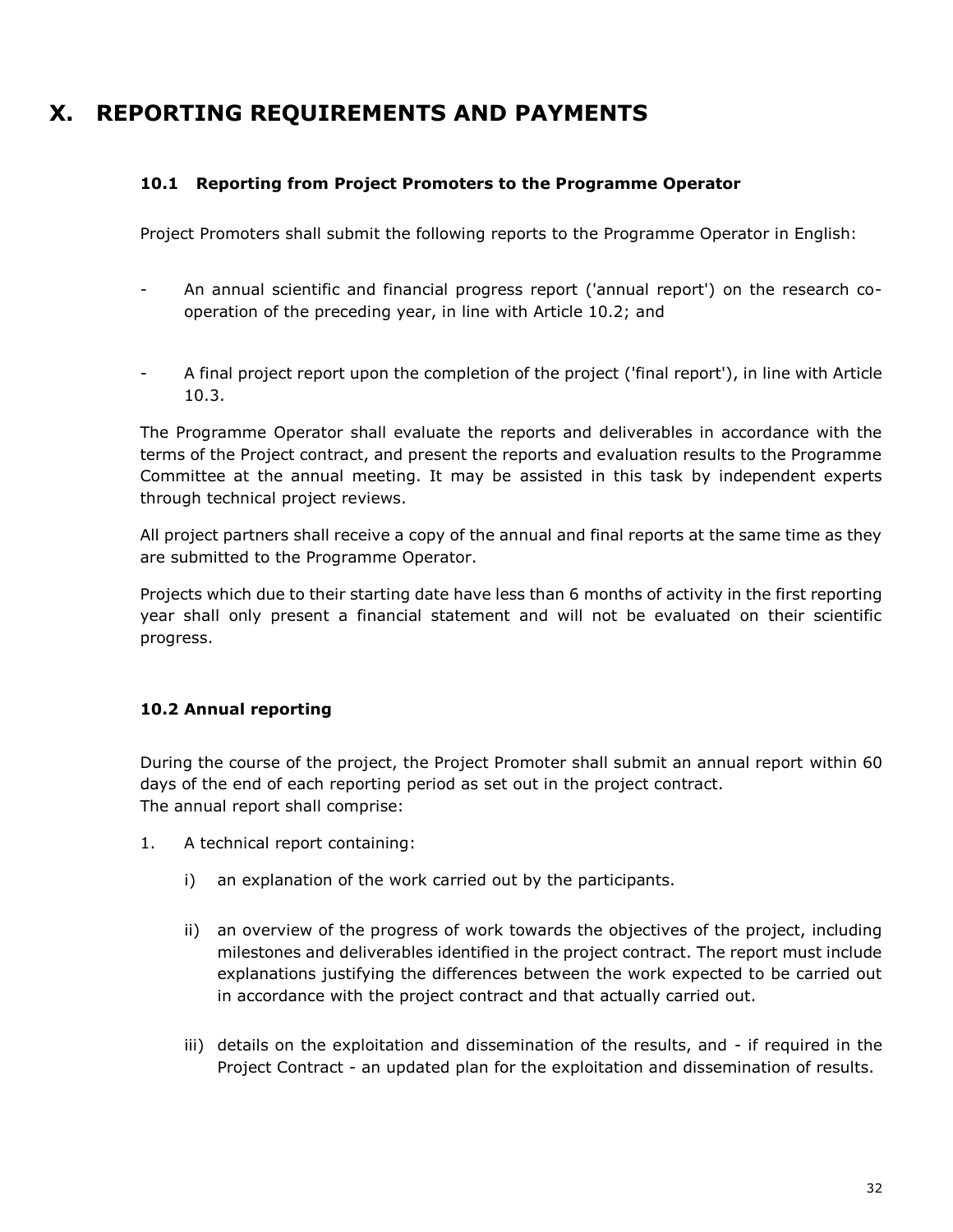# X. REPORTING REQUIREMENTS AND PAYMENTS

### 10.1 Reporting from Project Promoters to the Programme Operator

Project Promoters shall submit the following reports to the Programme Operator in English:

- An annual scientific and financial progress report ('annual report') on the research co-operation of the preceding year, in line with Article 10.2; and

- A final project report upon the completion of the project ('final report'), in line with Article 10.3.

The Programme Operator shall evaluate the reports and deliverables in accordance with the terms of the Project contract, and present the reports and evaluation results to the Programme Committee at the annual meeting. It may be assisted in this task by independent experts through technical project reviews.

All project partners shall receive a copy of the annual and final reports at the same time as they are submitted to the Programme Operator.

Projects which due to their starting date have less than 6 months of activity in the first reporting year shall only present a financial statement and will not be evaluated on their scientific progress.

### 10.2 Annual reporting

During the course of the project, the Project Promoter shall submit an annual report within 60 days of the end of each reporting period as set out in the project contract.
The annual report shall comprise:

1. A technical report containing:

    i) an explanation of the work carried out by the participants.

    ii) an overview of the progress of work towards the objectives of the project, including milestones and deliverables identified in the project contract. The report must include explanations justifying the differences between the work expected to be carried out in accordance with the project contract and that actually carried out.

    iii) details on the exploitation and dissemination of the results, and - if required in the Project Contract - an updated plan for the exploitation and dissemination of results.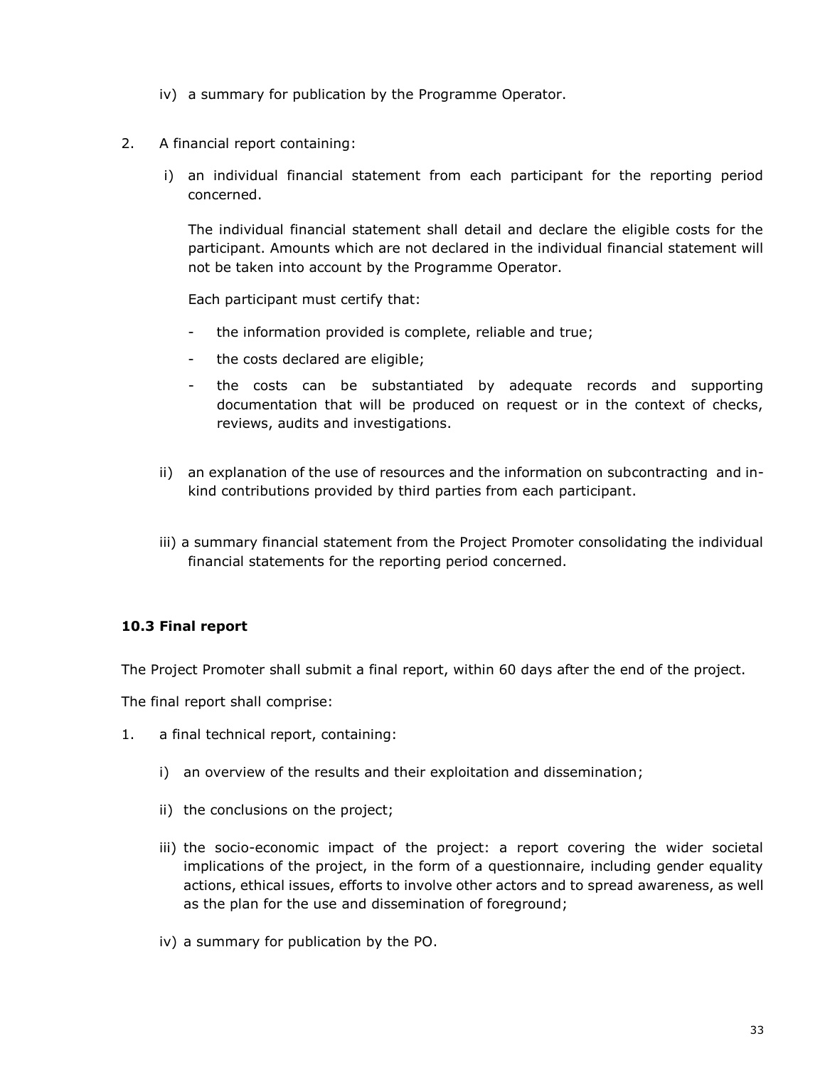iv) a summary for publication by the Programme Operator.

2. A financial report containing:

   i) an individual financial statement from each participant for the reporting period concerned.

      The individual financial statement shall detail and declare the eligible costs for the participant. Amounts which are not declared in the individual financial statement will not be taken into account by the Programme Operator.

      Each participant must certify that:

      - the information provided is complete, reliable and true;
      - the costs declared are eligible;
      - the costs can be substantiated by adequate records and supporting documentation that will be produced on request or in the context of checks, reviews, audits and investigations.

   ii) an explanation of the use of resources and the information on subcontracting and in-kind contributions provided by third parties from each participant.

   iii) a summary financial statement from the Project Promoter consolidating the individual financial statements for the reporting period concerned.

### 10.3 Final report

The Project Promoter shall submit a final report, within 60 days after the end of the project.

The final report shall comprise:

1. a final technical report, containing:

   i) an overview of the results and their exploitation and dissemination;

   ii) the conclusions on the project;

   iii) the socio-economic impact of the project: a report covering the wider societal implications of the project, in the form of a questionnaire, including gender equality actions, ethical issues, efforts to involve other actors and to spread awareness, as well as the plan for the use and dissemination of foreground;

   iv) a summary for publication by the PO.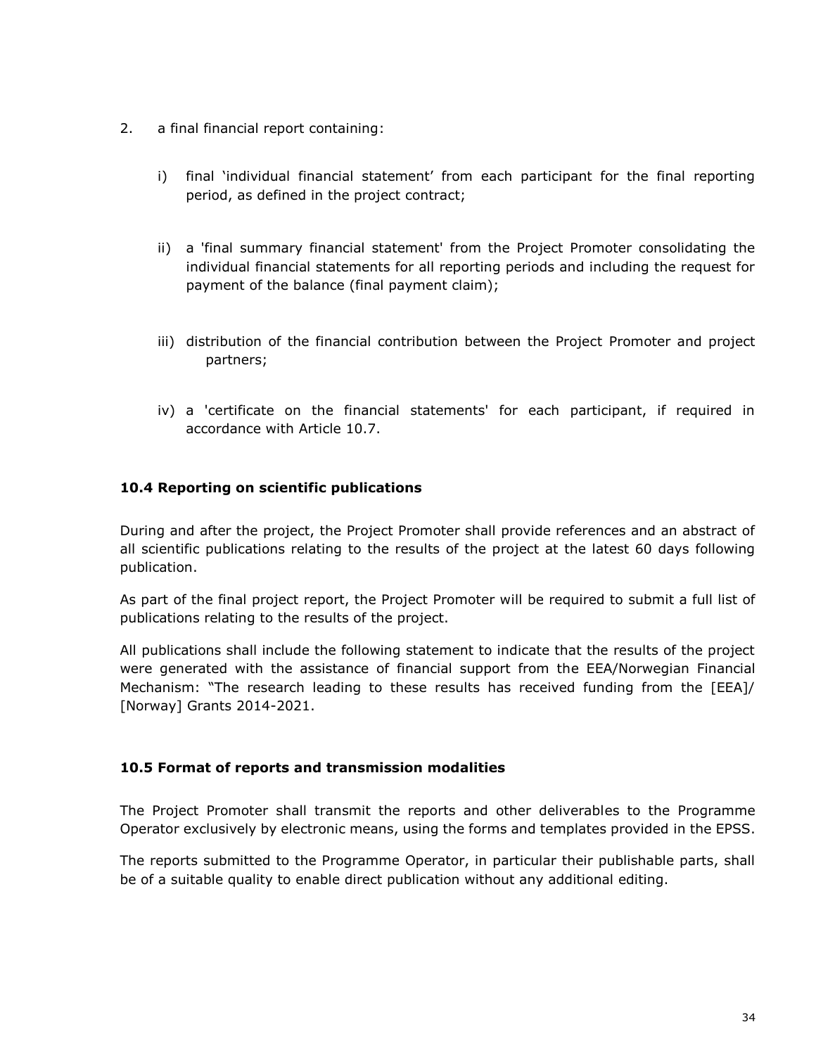2. a final financial report containing:

   i) final 'individual financial statement' from each participant for the final reporting period, as defined in the project contract;

   ii) a 'final summary financial statement' from the Project Promoter consolidating the individual financial statements for all reporting periods and including the request for payment of the balance (final payment claim);

   iii) distribution of the financial contribution between the Project Promoter and project partners;

   iv) a 'certificate on the financial statements' for each participant, if required in accordance with Article 10.7.

### 10.4 Reporting on scientific publications

During and after the project, the Project Promoter shall provide references and an abstract of all scientific publications relating to the results of the project at the latest 60 days following publication.

As part of the final project report, the Project Promoter will be required to submit a full list of publications relating to the results of the project.

All publications shall include the following statement to indicate that the results of the project were generated with the assistance of financial support from the EEA/Norwegian Financial Mechanism: "The research leading to these results has received funding from the [EEA]/ [Norway] Grants 2014-2021.

### 10.5 Format of reports and transmission modalities

The Project Promoter shall transmit the reports and other deliverables to the Programme Operator exclusively by electronic means, using the forms and templates provided in the EPSS.

The reports submitted to the Programme Operator, in particular their publishable parts, shall be of a suitable quality to enable direct publication without any additional editing.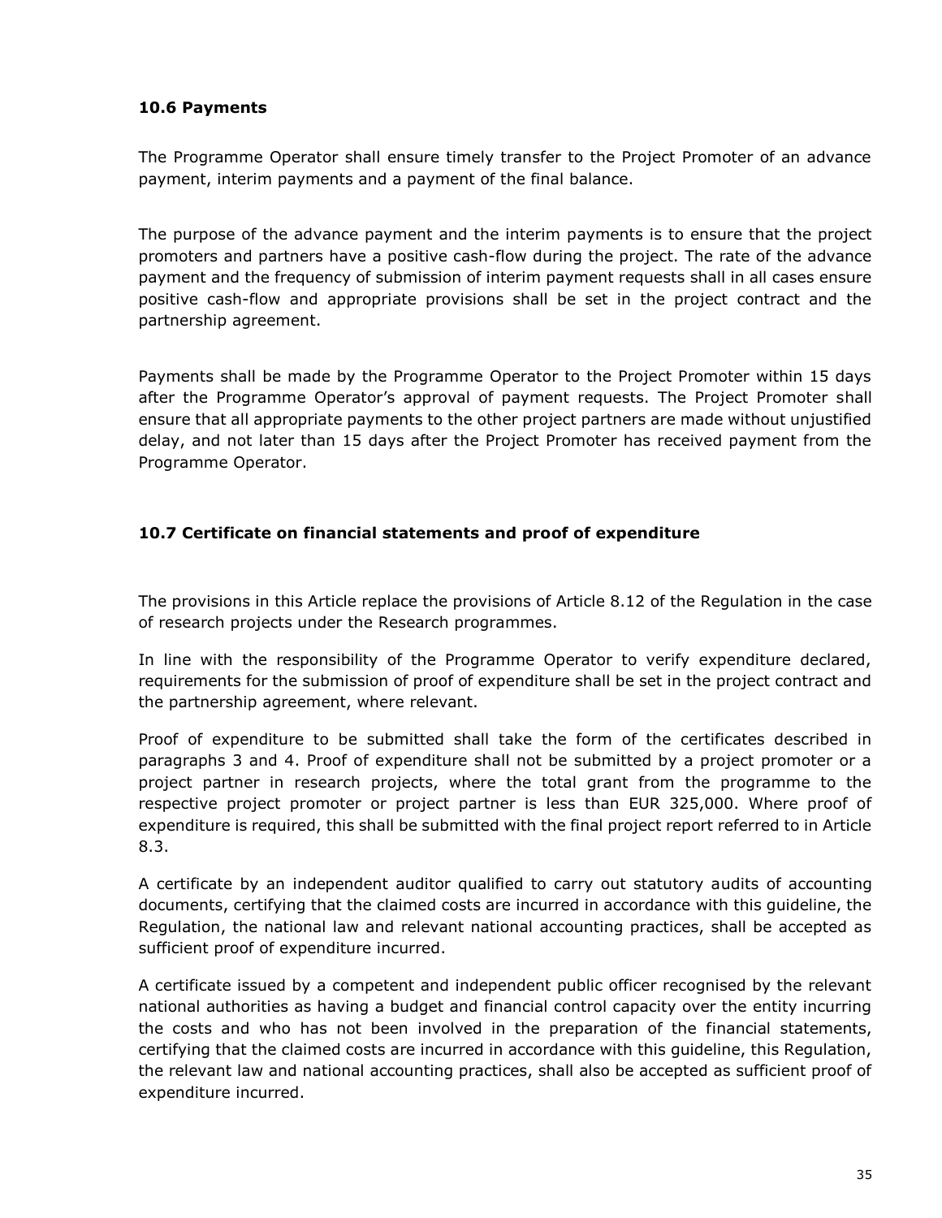### 10.6 Payments

The Programme Operator shall ensure timely transfer to the Project Promoter of an advance payment, interim payments and a payment of the final balance.

The purpose of the advance payment and the interim payments is to ensure that the project promoters and partners have a positive cash-flow during the project. The rate of the advance payment and the frequency of submission of interim payment requests shall in all cases ensure positive cash-flow and appropriate provisions shall be set in the project contract and the partnership agreement.

Payments shall be made by the Programme Operator to the Project Promoter within 15 days after the Programme Operator's approval of payment requests. The Project Promoter shall ensure that all appropriate payments to the other project partners are made without unjustified delay, and not later than 15 days after the Project Promoter has received payment from the Programme Operator.

### 10.7 Certificate on financial statements and proof of expenditure

The provisions in this Article replace the provisions of Article 8.12 of the Regulation in the case of research projects under the Research programmes.

In line with the responsibility of the Programme Operator to verify expenditure declared, requirements for the submission of proof of expenditure shall be set in the project contract and the partnership agreement, where relevant.

Proof of expenditure to be submitted shall take the form of the certificates described in paragraphs 3 and 4. Proof of expenditure shall not be submitted by a project promoter or a project partner in research projects, where the total grant from the programme to the respective project promoter or project partner is less than EUR 325,000. Where proof of expenditure is required, this shall be submitted with the final project report referred to in Article 8.3.

A certificate by an independent auditor qualified to carry out statutory audits of accounting documents, certifying that the claimed costs are incurred in accordance with this guideline, the Regulation, the national law and relevant national accounting practices, shall be accepted as sufficient proof of expenditure incurred.

A certificate issued by a competent and independent public officer recognised by the relevant national authorities as having a budget and financial control capacity over the entity incurring the costs and who has not been involved in the preparation of the financial statements, certifying that the claimed costs are incurred in accordance with this guideline, this Regulation, the relevant law and national accounting practices, shall also be accepted as sufficient proof of expenditure incurred.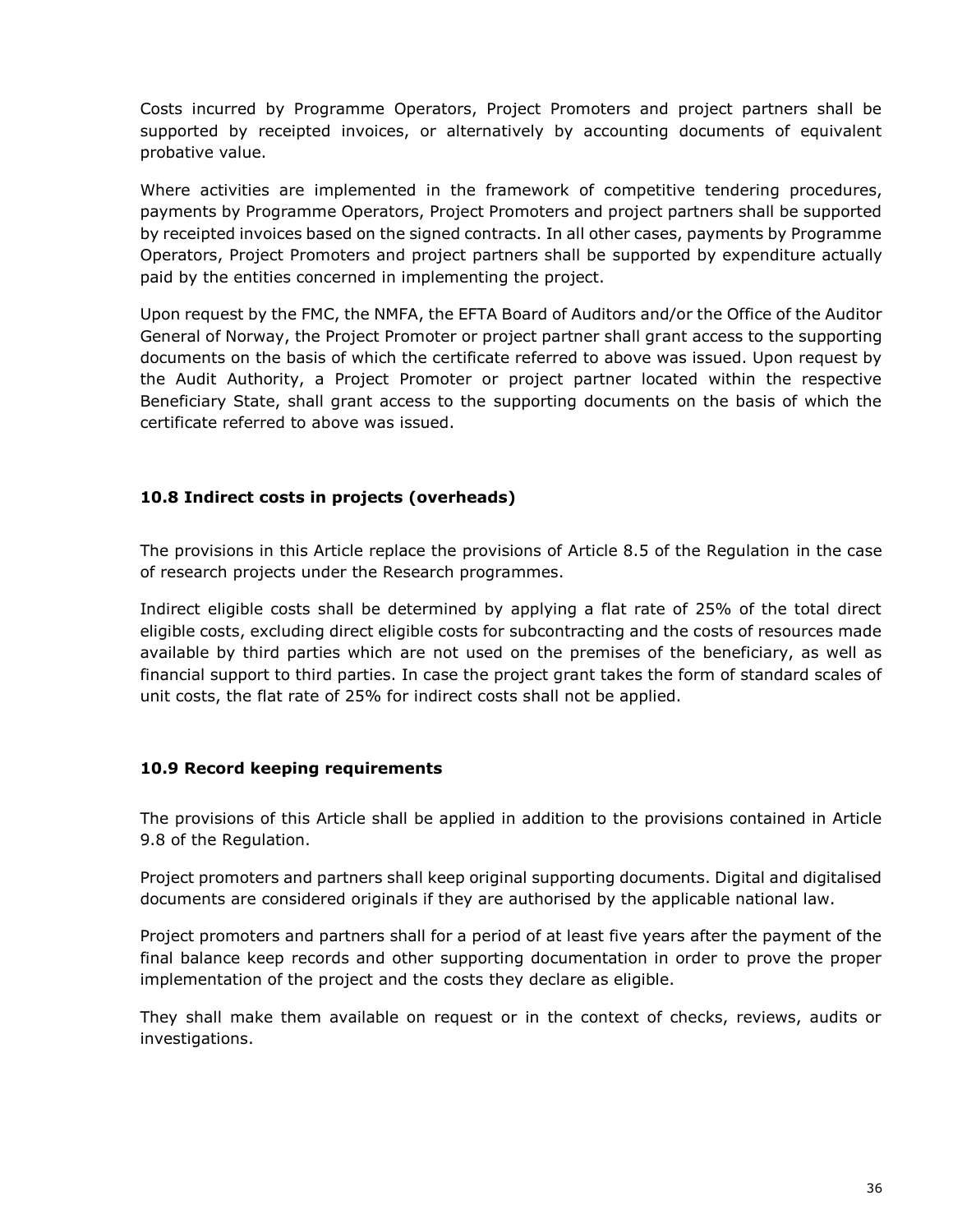Costs incurred by Programme Operators, Project Promoters and project partners shall be supported by receipted invoices, or alternatively by accounting documents of equivalent probative value.

Where activities are implemented in the framework of competitive tendering procedures, payments by Programme Operators, Project Promoters and project partners shall be supported by receipted invoices based on the signed contracts. In all other cases, payments by Programme Operators, Project Promoters and project partners shall be supported by expenditure actually paid by the entities concerned in implementing the project.

Upon request by the FMC, the NMFA, the EFTA Board of Auditors and/or the Office of the Auditor General of Norway, the Project Promoter or project partner shall grant access to the supporting documents on the basis of which the certificate referred to above was issued. Upon request by the Audit Authority, a Project Promoter or project partner located within the respective Beneficiary State, shall grant access to the supporting documents on the basis of which the certificate referred to above was issued.

### 10.8 Indirect costs in projects (overheads)

The provisions in this Article replace the provisions of Article 8.5 of the Regulation in the case of research projects under the Research programmes.

Indirect eligible costs shall be determined by applying a flat rate of 25% of the total direct eligible costs, excluding direct eligible costs for subcontracting and the costs of resources made available by third parties which are not used on the premises of the beneficiary, as well as financial support to third parties. In case the project grant takes the form of standard scales of unit costs, the flat rate of 25% for indirect costs shall not be applied.

### 10.9 Record keeping requirements

The provisions of this Article shall be applied in addition to the provisions contained in Article 9.8 of the Regulation.

Project promoters and partners shall keep original supporting documents. Digital and digitalised documents are considered originals if they are authorised by the applicable national law.

Project promoters and partners shall for a period of at least five years after the payment of the final balance keep records and other supporting documentation in order to prove the proper implementation of the project and the costs they declare as eligible.

They shall make them available on request or in the context of checks, reviews, audits or investigations.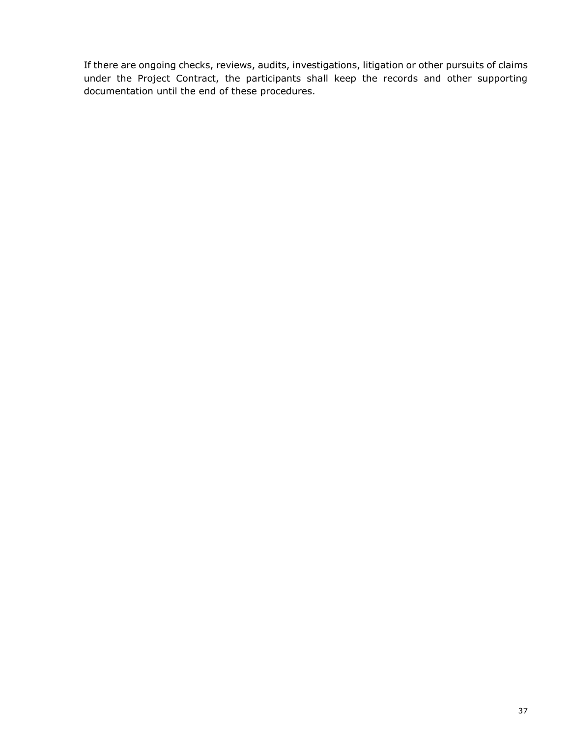If there are ongoing checks, reviews, audits, investigations, litigation or other pursuits of claims under the Project Contract, the participants shall keep the records and other supporting documentation until the end of these procedures.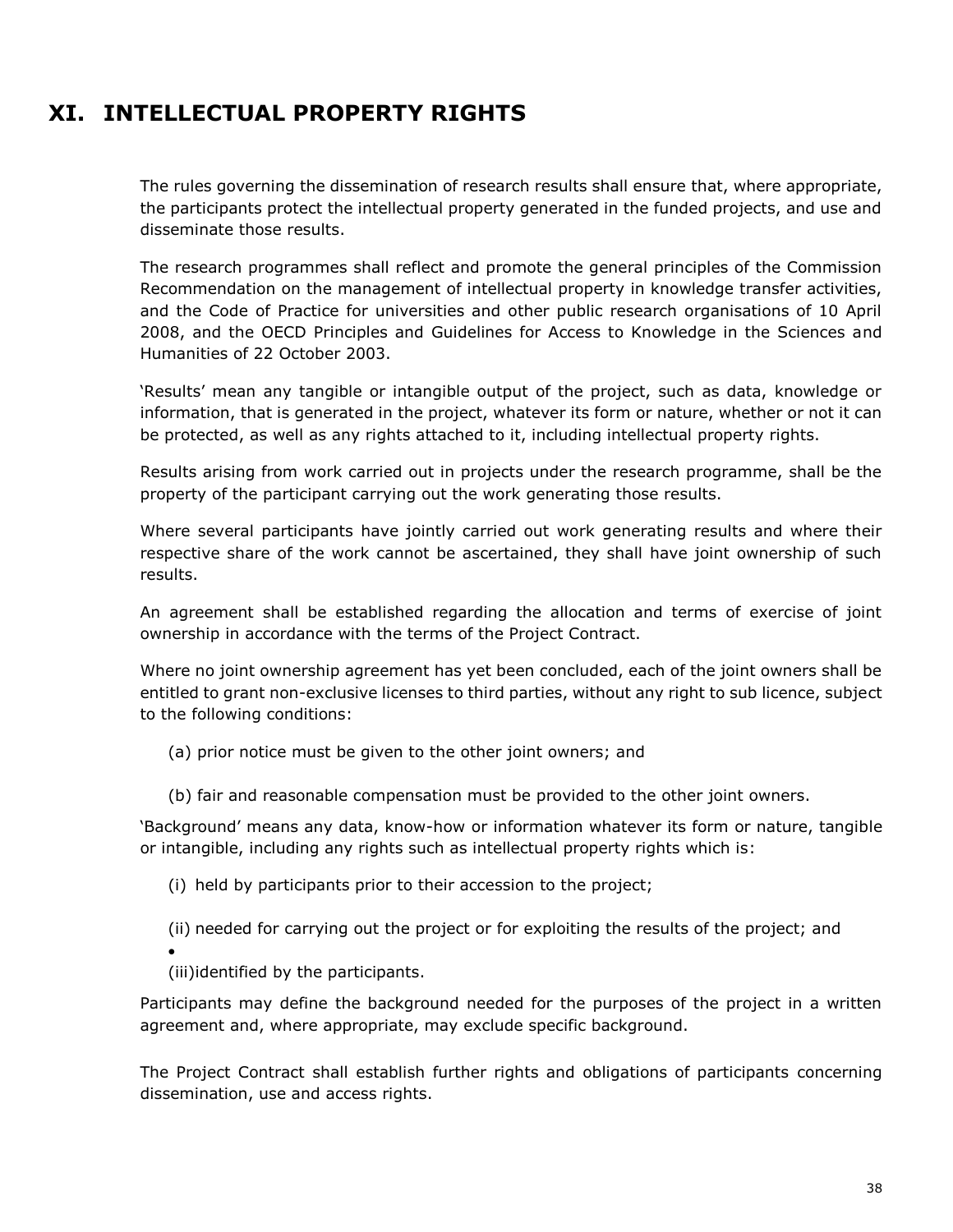# XI. INTELLECTUAL PROPERTY RIGHTS

The rules governing the dissemination of research results shall ensure that, where appropriate, the participants protect the intellectual property generated in the funded projects, and use and disseminate those results.

The research programmes shall reflect and promote the general principles of the Commission Recommendation on the management of intellectual property in knowledge transfer activities, and the Code of Practice for universities and other public research organisations of 10 April 2008, and the OECD Principles and Guidelines for Access to Knowledge in the Sciences and Humanities of 22 October 2003.

'Results' mean any tangible or intangible output of the project, such as data, knowledge or information, that is generated in the project, whatever its form or nature, whether or not it can be protected, as well as any rights attached to it, including intellectual property rights.

Results arising from work carried out in projects under the research programme, shall be the property of the participant carrying out the work generating those results.

Where several participants have jointly carried out work generating results and where their respective share of the work cannot be ascertained, they shall have joint ownership of such results.

An agreement shall be established regarding the allocation and terms of exercise of joint ownership in accordance with the terms of the Project Contract.

Where no joint ownership agreement has yet been concluded, each of the joint owners shall be entitled to grant non-exclusive licenses to third parties, without any right to sub licence, subject to the following conditions:

(a) prior notice must be given to the other joint owners; and

(b) fair and reasonable compensation must be provided to the other joint owners.

'Background' means any data, know-how or information whatever its form or nature, tangible or intangible, including any rights such as intellectual property rights which is:

(i) held by participants prior to their accession to the project;

(ii) needed for carrying out the project or for exploiting the results of the project; and

(iii)identified by the participants.

Participants may define the background needed for the purposes of the project in a written agreement and, where appropriate, may exclude specific background.

The Project Contract shall establish further rights and obligations of participants concerning dissemination, use and access rights.